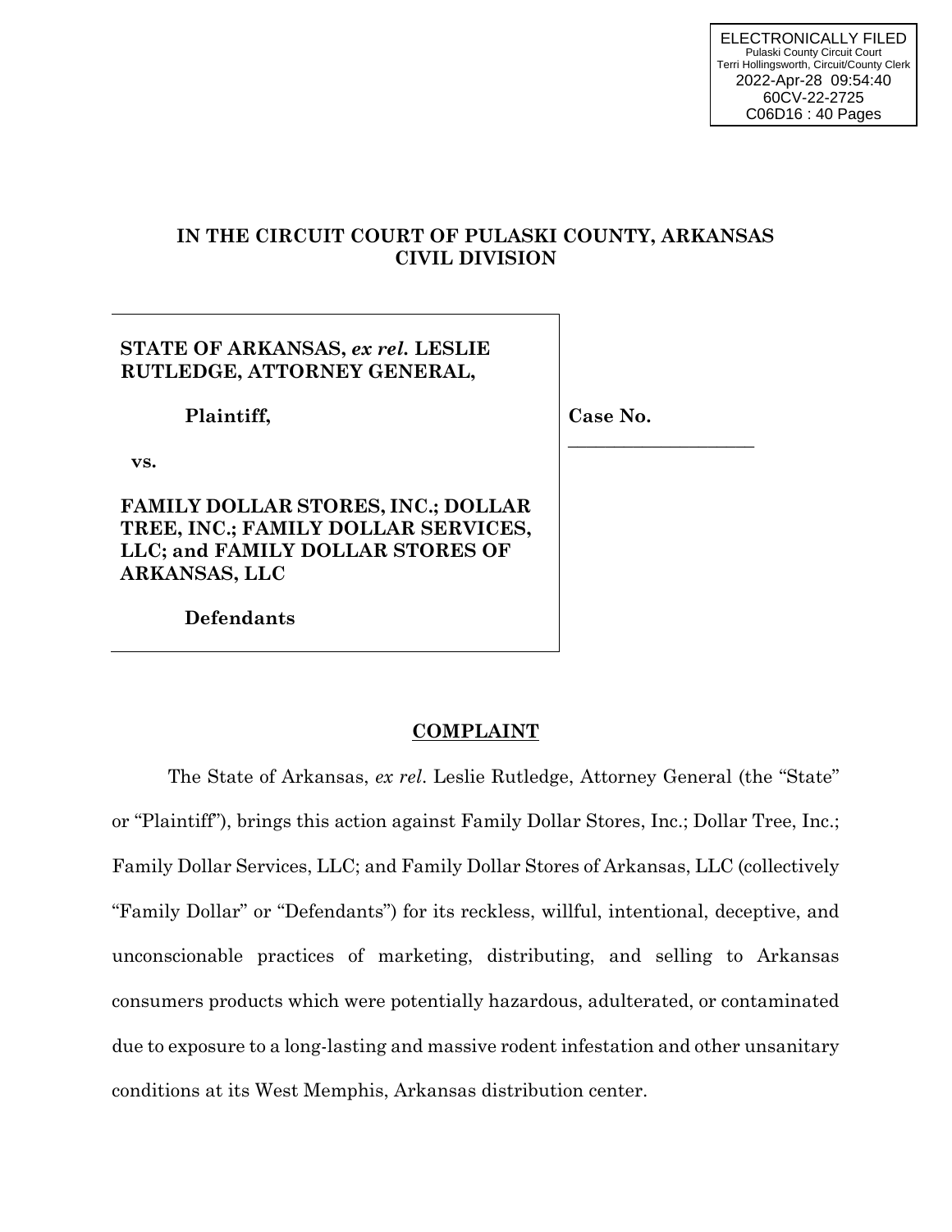ELECTRONICALLY FILED
Pulaski County Circuit Court
Terri Hollingsworth, Circuit/County Clerk
2022-Apr-28 09:54:40
60CV-22-2725
C06D16 : 40 Pages

**IN THE CIRCUIT COURT OF PULASKI COUNTY, ARKANSAS**
**CIVIL DIVISION**

**STATE OF ARKANSAS,** ***ex rel.*** **LESLIE RUTLEDGE, ATTORNEY GENERAL,**

**Plaintiff,**

**vs.**

**FAMILY DOLLAR STORES, INC.; DOLLAR TREE, INC.; FAMILY DOLLAR SERVICES, LLC; and FAMILY DOLLAR STORES OF ARKANSAS, LLC**

**Defendants**

**Case No.** ____________________

## COMPLAINT

The State of Arkansas, *ex rel*. Leslie Rutledge, Attorney General (the "State" or "Plaintiff"), brings this action against Family Dollar Stores, Inc.; Dollar Tree, Inc.; Family Dollar Services, LLC; and Family Dollar Stores of Arkansas, LLC (collectively "Family Dollar" or "Defendants") for its reckless, willful, intentional, deceptive, and unconscionable practices of marketing, distributing, and selling to Arkansas consumers products which were potentially hazardous, adulterated, or contaminated due to exposure to a long-lasting and massive rodent infestation and other unsanitary conditions at its West Memphis, Arkansas distribution center.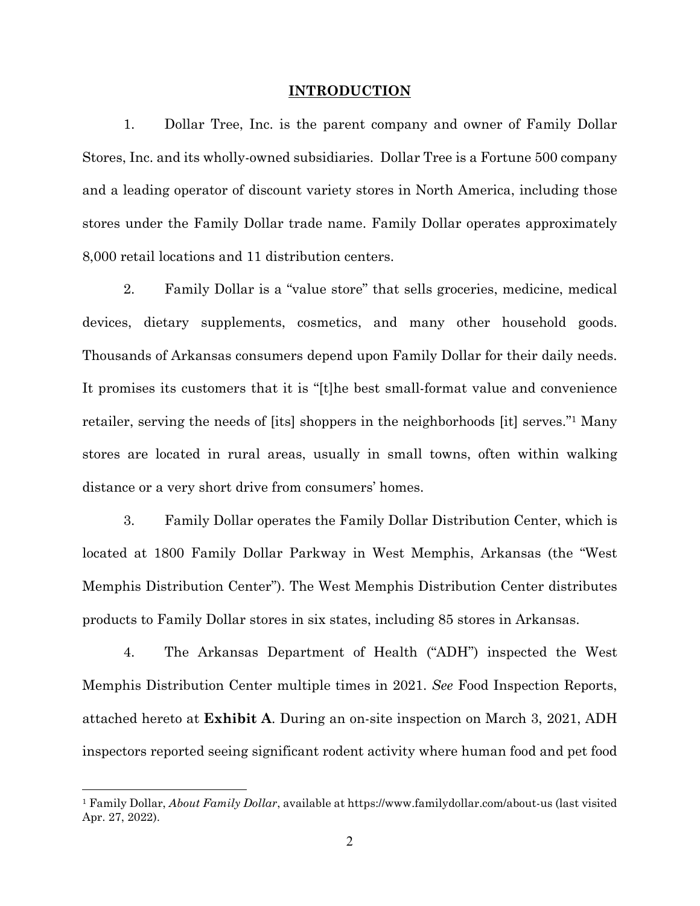## INTRODUCTION

1. Dollar Tree, Inc. is the parent company and owner of Family Dollar Stores, Inc. and its wholly-owned subsidiaries. Dollar Tree is a Fortune 500 company and a leading operator of discount variety stores in North America, including those stores under the Family Dollar trade name. Family Dollar operates approximately 8,000 retail locations and 11 distribution centers.

2. Family Dollar is a "value store" that sells groceries, medicine, medical devices, dietary supplements, cosmetics, and many other household goods. Thousands of Arkansas consumers depend upon Family Dollar for their daily needs. It promises its customers that it is "[t]he best small-format value and convenience retailer, serving the needs of [its] shoppers in the neighborhoods [it] serves."[1] Many stores are located in rural areas, usually in small towns, often within walking distance or a very short drive from consumers' homes.

3. Family Dollar operates the Family Dollar Distribution Center, which is located at 1800 Family Dollar Parkway in West Memphis, Arkansas (the "West Memphis Distribution Center"). The West Memphis Distribution Center distributes products to Family Dollar stores in six states, including 85 stores in Arkansas.

4. The Arkansas Department of Health ("ADH") inspected the West Memphis Distribution Center multiple times in 2021. *See* Food Inspection Reports, attached hereto at **Exhibit A**. During an on-site inspection on March 3, 2021, ADH inspectors reported seeing significant rodent activity where human food and pet food

---

[1] Family Dollar, *About Family Dollar*, available at https://www.familydollar.com/about-us (last visited Apr. 27, 2022).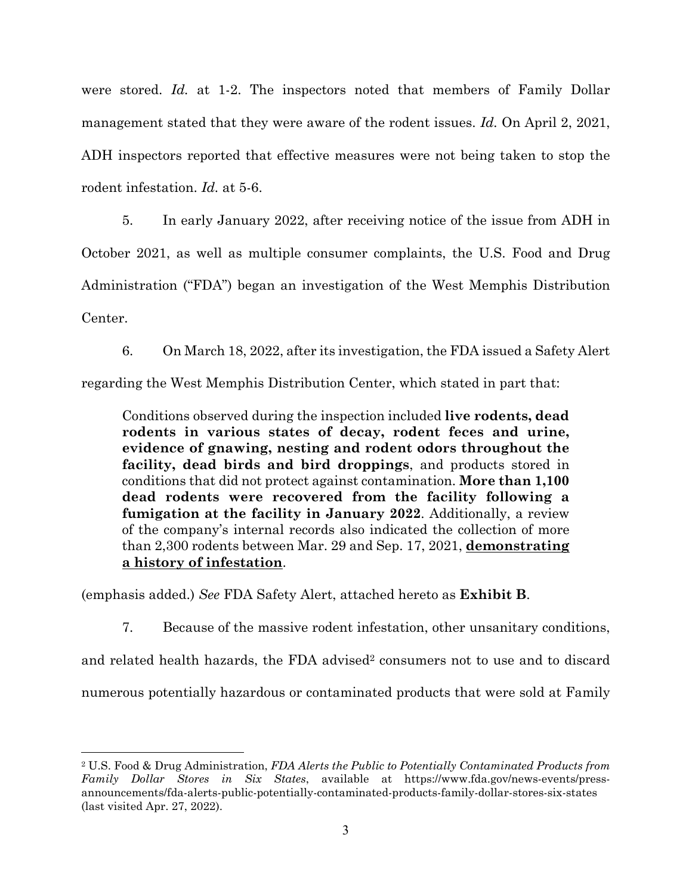were stored. *Id.* at 1-2. The inspectors noted that members of Family Dollar management stated that they were aware of the rodent issues. *Id.* On April 2, 2021, ADH inspectors reported that effective measures were not being taken to stop the rodent infestation. *Id.* at 5-6.

5. In early January 2022, after receiving notice of the issue from ADH in October 2021, as well as multiple consumer complaints, the U.S. Food and Drug Administration ("FDA") began an investigation of the West Memphis Distribution Center.

6. On March 18, 2022, after its investigation, the FDA issued a Safety Alert regarding the West Memphis Distribution Center, which stated in part that:

> Conditions observed during the inspection included **live rodents, dead rodents in various states of decay, rodent feces and urine, evidence of gnawing, nesting and rodent odors throughout the facility, dead birds and bird droppings**, and products stored in conditions that did not protect against contamination. **More than 1,100 dead rodents were recovered from the facility following a fumigation at the facility in January 2022**. Additionally, a review of the company's internal records also indicated the collection of more than 2,300 rodents between Mar. 29 and Sep. 17, 2021, <u>**demonstrating a history of infestation**</u>.

(emphasis added.) *See* FDA Safety Alert, attached hereto as **Exhibit B**.

7. Because of the massive rodent infestation, other unsanitary conditions, and related health hazards, the FDA advised[2] consumers not to use and to discard numerous potentially hazardous or contaminated products that were sold at Family

---

[2] U.S. Food & Drug Administration, *FDA Alerts the Public to Potentially Contaminated Products from Family Dollar Stores in Six States*, available at https://www.fda.gov/news-events/press-announcements/fda-alerts-public-potentially-contaminated-products-family-dollar-stores-six-states (last visited Apr. 27, 2022).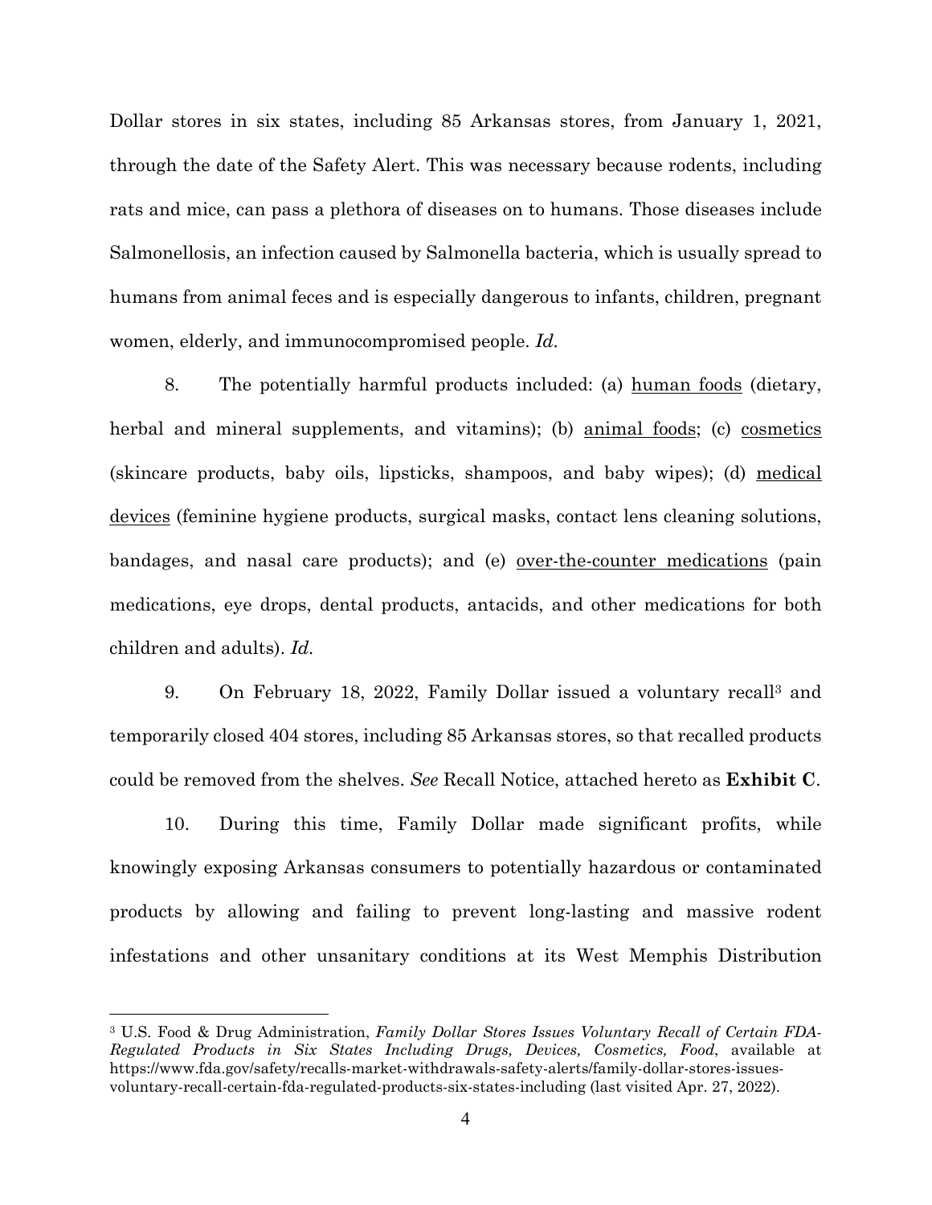Dollar stores in six states, including 85 Arkansas stores, from January 1, 2021, through the date of the Safety Alert. This was necessary because rodents, including rats and mice, can pass a plethora of diseases on to humans. Those diseases include Salmonellosis, an infection caused by Salmonella bacteria, which is usually spread to humans from animal feces and is especially dangerous to infants, children, pregnant women, elderly, and immunocompromised people. *Id.*

8. The potentially harmful products included: (a) <u>human foods</u> (dietary, herbal and mineral supplements, and vitamins); (b) <u>animal foods</u>; (c) <u>cosmetics</u> (skincare products, baby oils, lipsticks, shampoos, and baby wipes); (d) <u>medical devices</u> (feminine hygiene products, surgical masks, contact lens cleaning solutions, bandages, and nasal care products); and (e) <u>over-the-counter medications</u> (pain medications, eye drops, dental products, antacids, and other medications for both children and adults). *Id.*

9. On February 18, 2022, Family Dollar issued a voluntary recall[3] and temporarily closed 404 stores, including 85 Arkansas stores, so that recalled products could be removed from the shelves. *See* Recall Notice, attached hereto as **Exhibit C**.

10. During this time, Family Dollar made significant profits, while knowingly exposing Arkansas consumers to potentially hazardous or contaminated products by allowing and failing to prevent long-lasting and massive rodent infestations and other unsanitary conditions at its West Memphis Distribution

---

[3] U.S. Food & Drug Administration, *Family Dollar Stores Issues Voluntary Recall of Certain FDA-Regulated Products in Six States Including Drugs, Devices, Cosmetics, Food*, available at https://www.fda.gov/safety/recalls-market-withdrawals-safety-alerts/family-dollar-stores-issues-voluntary-recall-certain-fda-regulated-products-six-states-including (last visited Apr. 27, 2022).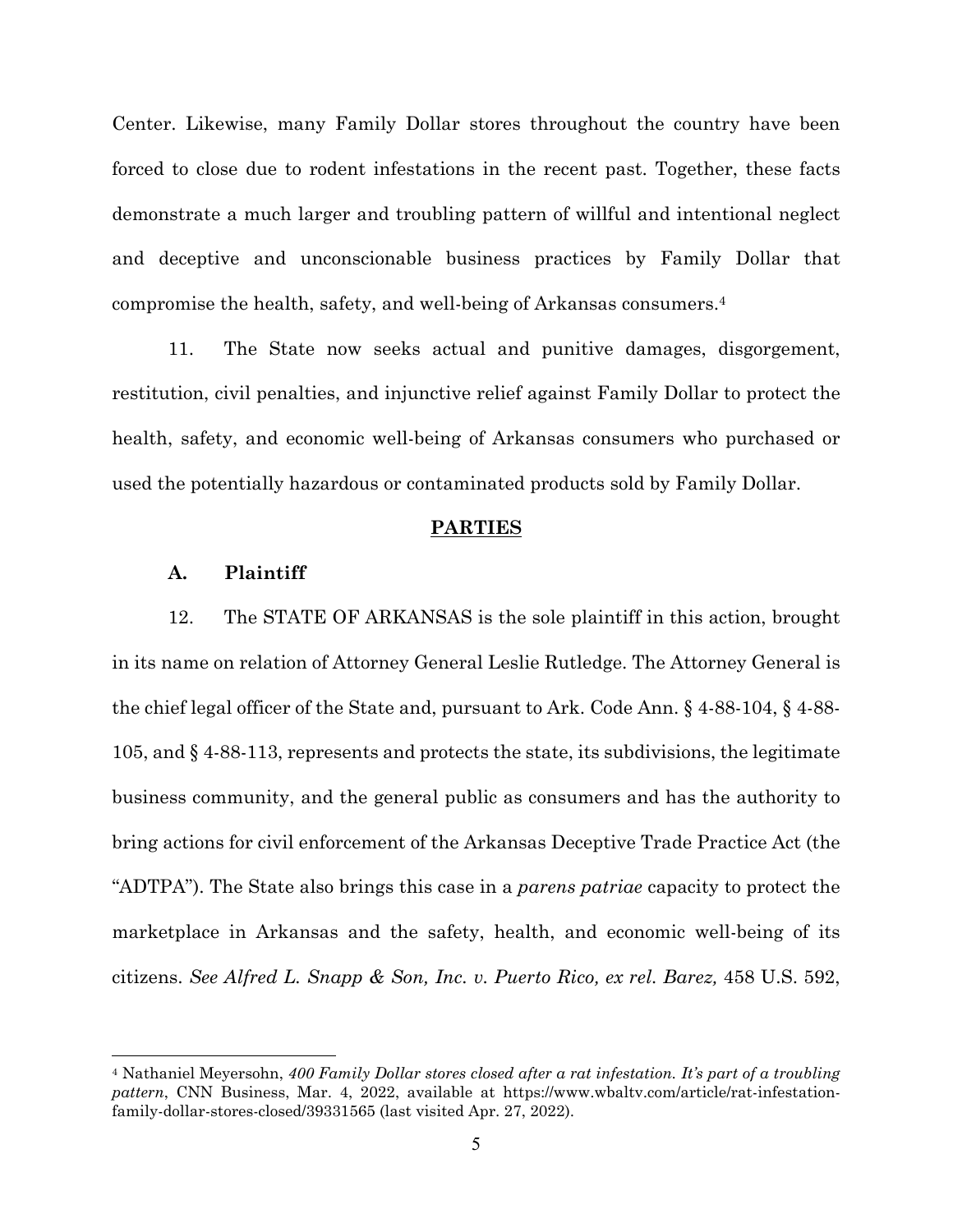Center. Likewise, many Family Dollar stores throughout the country have been forced to close due to rodent infestations in the recent past. Together, these facts demonstrate a much larger and troubling pattern of willful and intentional neglect and deceptive and unconscionable business practices by Family Dollar that compromise the health, safety, and well-being of Arkansas consumers.[4]

11. The State now seeks actual and punitive damages, disgorgement, restitution, civil penalties, and injunctive relief against Family Dollar to protect the health, safety, and economic well-being of Arkansas consumers who purchased or used the potentially hazardous or contaminated products sold by Family Dollar.

## PARTIES

### A. Plaintiff

12. The STATE OF ARKANSAS is the sole plaintiff in this action, brought in its name on relation of Attorney General Leslie Rutledge. The Attorney General is the chief legal officer of the State and, pursuant to Ark. Code Ann. § 4-88-104, § 4-88-105, and § 4-88-113, represents and protects the state, its subdivisions, the legitimate business community, and the general public as consumers and has the authority to bring actions for civil enforcement of the Arkansas Deceptive Trade Practice Act (the "ADTPA"). The State also brings this case in a *parens patriae* capacity to protect the marketplace in Arkansas and the safety, health, and economic well-being of its citizens. *See Alfred L. Snapp & Son, Inc. v. Puerto Rico, ex rel. Barez,* 458 U.S. 592,

---

[4] Nathaniel Meyersohn, *400 Family Dollar stores closed after a rat infestation. It's part of a troubling pattern*, CNN Business, Mar. 4, 2022, available at https://www.wbaltv.com/article/rat-infestation-family-dollar-stores-closed/39331565 (last visited Apr. 27, 2022).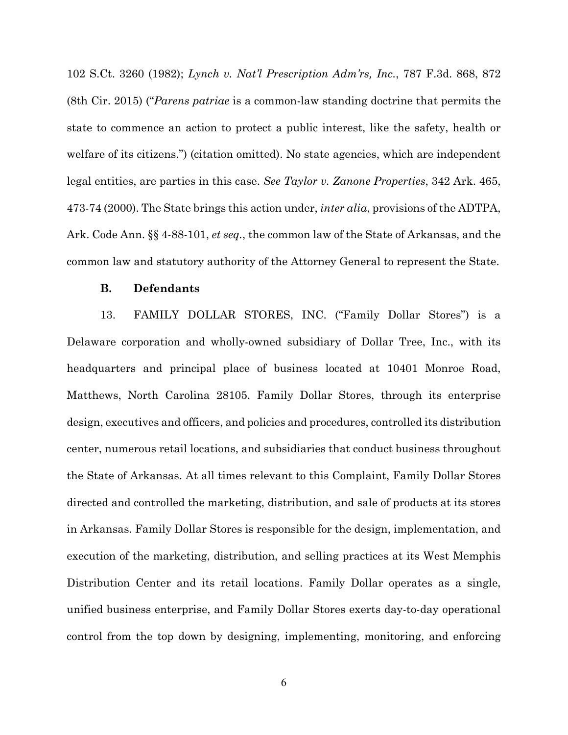102 S.Ct. 3260 (1982); *Lynch v. Nat'l Prescription Adm'rs, Inc.*, 787 F.3d. 868, 872 (8th Cir. 2015) ("*Parens patriae* is a common-law standing doctrine that permits the state to commence an action to protect a public interest, like the safety, health or welfare of its citizens.") (citation omitted). No state agencies, which are independent legal entities, are parties in this case. *See Taylor v. Zanone Properties*, 342 Ark. 465, 473-74 (2000). The State brings this action under, *inter alia*, provisions of the ADTPA, Ark. Code Ann. §§ 4-88-101, *et seq*., the common law of the State of Arkansas, and the common law and statutory authority of the Attorney General to represent the State.

### B. Defendants

13. FAMILY DOLLAR STORES, INC. ("Family Dollar Stores") is a Delaware corporation and wholly-owned subsidiary of Dollar Tree, Inc., with its headquarters and principal place of business located at 10401 Monroe Road, Matthews, North Carolina 28105. Family Dollar Stores, through its enterprise design, executives and officers, and policies and procedures, controlled its distribution center, numerous retail locations, and subsidiaries that conduct business throughout the State of Arkansas. At all times relevant to this Complaint, Family Dollar Stores directed and controlled the marketing, distribution, and sale of products at its stores in Arkansas. Family Dollar Stores is responsible for the design, implementation, and execution of the marketing, distribution, and selling practices at its West Memphis Distribution Center and its retail locations. Family Dollar operates as a single, unified business enterprise, and Family Dollar Stores exerts day-to-day operational control from the top down by designing, implementing, monitoring, and enforcing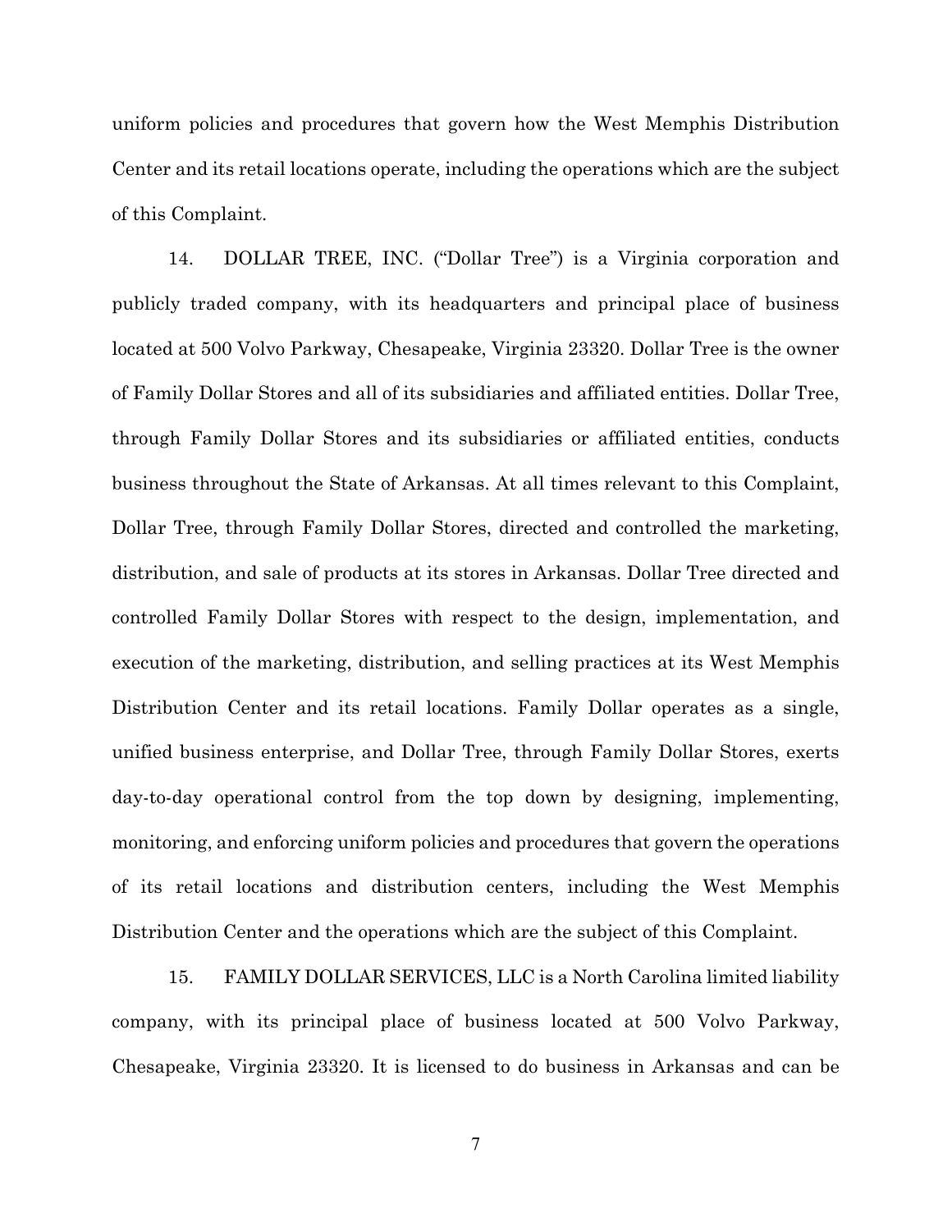uniform policies and procedures that govern how the West Memphis Distribution Center and its retail locations operate, including the operations which are the subject of this Complaint.

14. DOLLAR TREE, INC. ("Dollar Tree") is a Virginia corporation and publicly traded company, with its headquarters and principal place of business located at 500 Volvo Parkway, Chesapeake, Virginia 23320. Dollar Tree is the owner of Family Dollar Stores and all of its subsidiaries and affiliated entities. Dollar Tree, through Family Dollar Stores and its subsidiaries or affiliated entities, conducts business throughout the State of Arkansas. At all times relevant to this Complaint, Dollar Tree, through Family Dollar Stores, directed and controlled the marketing, distribution, and sale of products at its stores in Arkansas. Dollar Tree directed and controlled Family Dollar Stores with respect to the design, implementation, and execution of the marketing, distribution, and selling practices at its West Memphis Distribution Center and its retail locations. Family Dollar operates as a single, unified business enterprise, and Dollar Tree, through Family Dollar Stores, exerts day-to-day operational control from the top down by designing, implementing, monitoring, and enforcing uniform policies and procedures that govern the operations of its retail locations and distribution centers, including the West Memphis Distribution Center and the operations which are the subject of this Complaint.

15. FAMILY DOLLAR SERVICES, LLC is a North Carolina limited liability company, with its principal place of business located at 500 Volvo Parkway, Chesapeake, Virginia 23320. It is licensed to do business in Arkansas and can be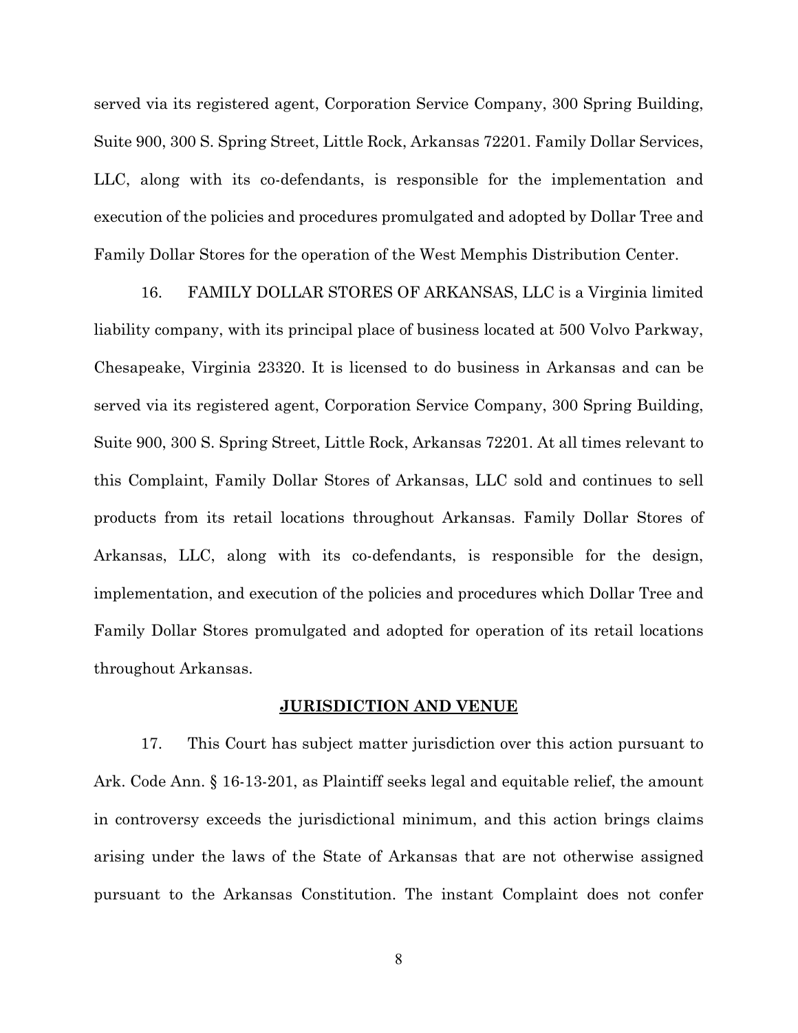served via its registered agent, Corporation Service Company, 300 Spring Building, Suite 900, 300 S. Spring Street, Little Rock, Arkansas 72201. Family Dollar Services, LLC, along with its co-defendants, is responsible for the implementation and execution of the policies and procedures promulgated and adopted by Dollar Tree and Family Dollar Stores for the operation of the West Memphis Distribution Center.

16. FAMILY DOLLAR STORES OF ARKANSAS, LLC is a Virginia limited liability company, with its principal place of business located at 500 Volvo Parkway, Chesapeake, Virginia 23320. It is licensed to do business in Arkansas and can be served via its registered agent, Corporation Service Company, 300 Spring Building, Suite 900, 300 S. Spring Street, Little Rock, Arkansas 72201. At all times relevant to this Complaint, Family Dollar Stores of Arkansas, LLC sold and continues to sell products from its retail locations throughout Arkansas. Family Dollar Stores of Arkansas, LLC, along with its co-defendants, is responsible for the design, implementation, and execution of the policies and procedures which Dollar Tree and Family Dollar Stores promulgated and adopted for operation of its retail locations throughout Arkansas.

## JURISDICTION AND VENUE

17. This Court has subject matter jurisdiction over this action pursuant to Ark. Code Ann. § 16-13-201, as Plaintiff seeks legal and equitable relief, the amount in controversy exceeds the jurisdictional minimum, and this action brings claims arising under the laws of the State of Arkansas that are not otherwise assigned pursuant to the Arkansas Constitution. The instant Complaint does not confer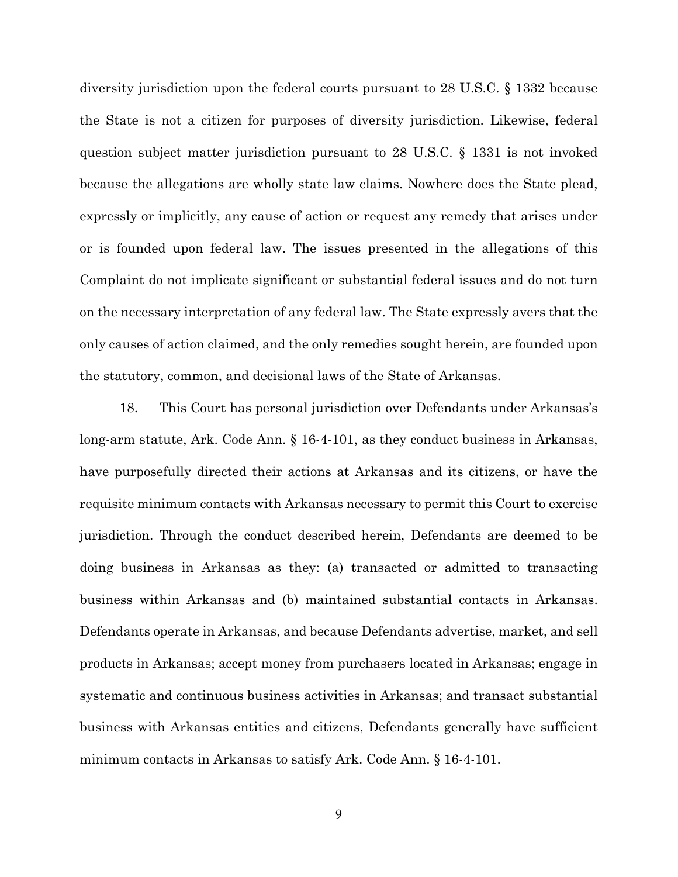diversity jurisdiction upon the federal courts pursuant to 28 U.S.C. § 1332 because the State is not a citizen for purposes of diversity jurisdiction. Likewise, federal question subject matter jurisdiction pursuant to 28 U.S.C. § 1331 is not invoked because the allegations are wholly state law claims. Nowhere does the State plead, expressly or implicitly, any cause of action or request any remedy that arises under or is founded upon federal law. The issues presented in the allegations of this Complaint do not implicate significant or substantial federal issues and do not turn on the necessary interpretation of any federal law. The State expressly avers that the only causes of action claimed, and the only remedies sought herein, are founded upon the statutory, common, and decisional laws of the State of Arkansas.

18. This Court has personal jurisdiction over Defendants under Arkansas's long-arm statute, Ark. Code Ann. § 16-4-101, as they conduct business in Arkansas, have purposefully directed their actions at Arkansas and its citizens, or have the requisite minimum contacts with Arkansas necessary to permit this Court to exercise jurisdiction. Through the conduct described herein, Defendants are deemed to be doing business in Arkansas as they: (a) transacted or admitted to transacting business within Arkansas and (b) maintained substantial contacts in Arkansas. Defendants operate in Arkansas, and because Defendants advertise, market, and sell products in Arkansas; accept money from purchasers located in Arkansas; engage in systematic and continuous business activities in Arkansas; and transact substantial business with Arkansas entities and citizens, Defendants generally have sufficient minimum contacts in Arkansas to satisfy Ark. Code Ann. § 16-4-101.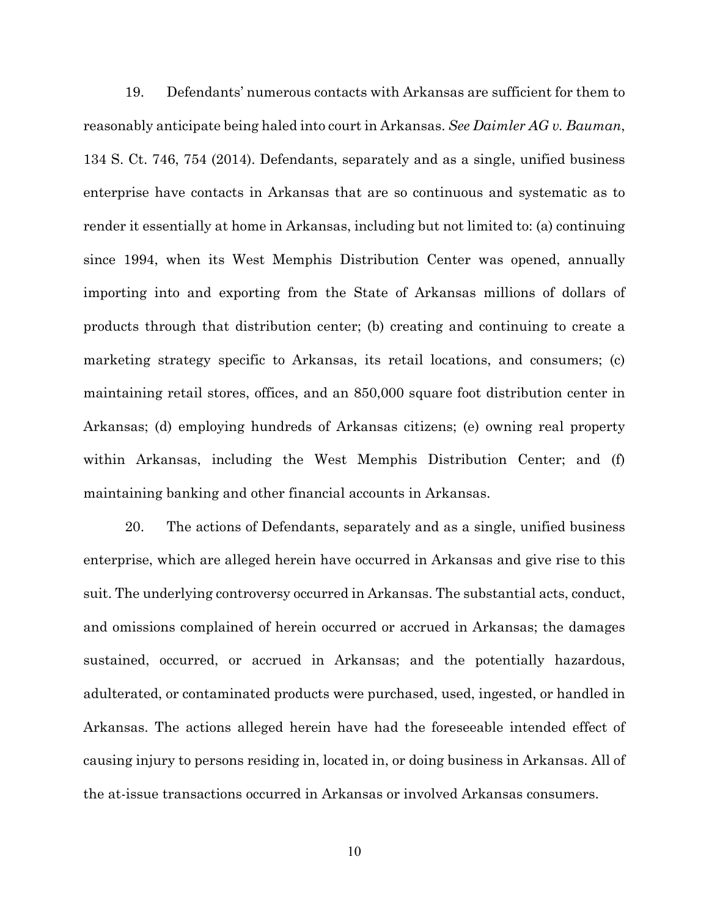19. Defendants' numerous contacts with Arkansas are sufficient for them to reasonably anticipate being haled into court in Arkansas. *See Daimler AG v. Bauman*, 134 S. Ct. 746, 754 (2014). Defendants, separately and as a single, unified business enterprise have contacts in Arkansas that are so continuous and systematic as to render it essentially at home in Arkansas, including but not limited to: (a) continuing since 1994, when its West Memphis Distribution Center was opened, annually importing into and exporting from the State of Arkansas millions of dollars of products through that distribution center; (b) creating and continuing to create a marketing strategy specific to Arkansas, its retail locations, and consumers; (c) maintaining retail stores, offices, and an 850,000 square foot distribution center in Arkansas; (d) employing hundreds of Arkansas citizens; (e) owning real property within Arkansas, including the West Memphis Distribution Center; and (f) maintaining banking and other financial accounts in Arkansas.

20. The actions of Defendants, separately and as a single, unified business enterprise, which are alleged herein have occurred in Arkansas and give rise to this suit. The underlying controversy occurred in Arkansas. The substantial acts, conduct, and omissions complained of herein occurred or accrued in Arkansas; the damages sustained, occurred, or accrued in Arkansas; and the potentially hazardous, adulterated, or contaminated products were purchased, used, ingested, or handled in Arkansas. The actions alleged herein have had the foreseeable intended effect of causing injury to persons residing in, located in, or doing business in Arkansas. All of the at-issue transactions occurred in Arkansas or involved Arkansas consumers.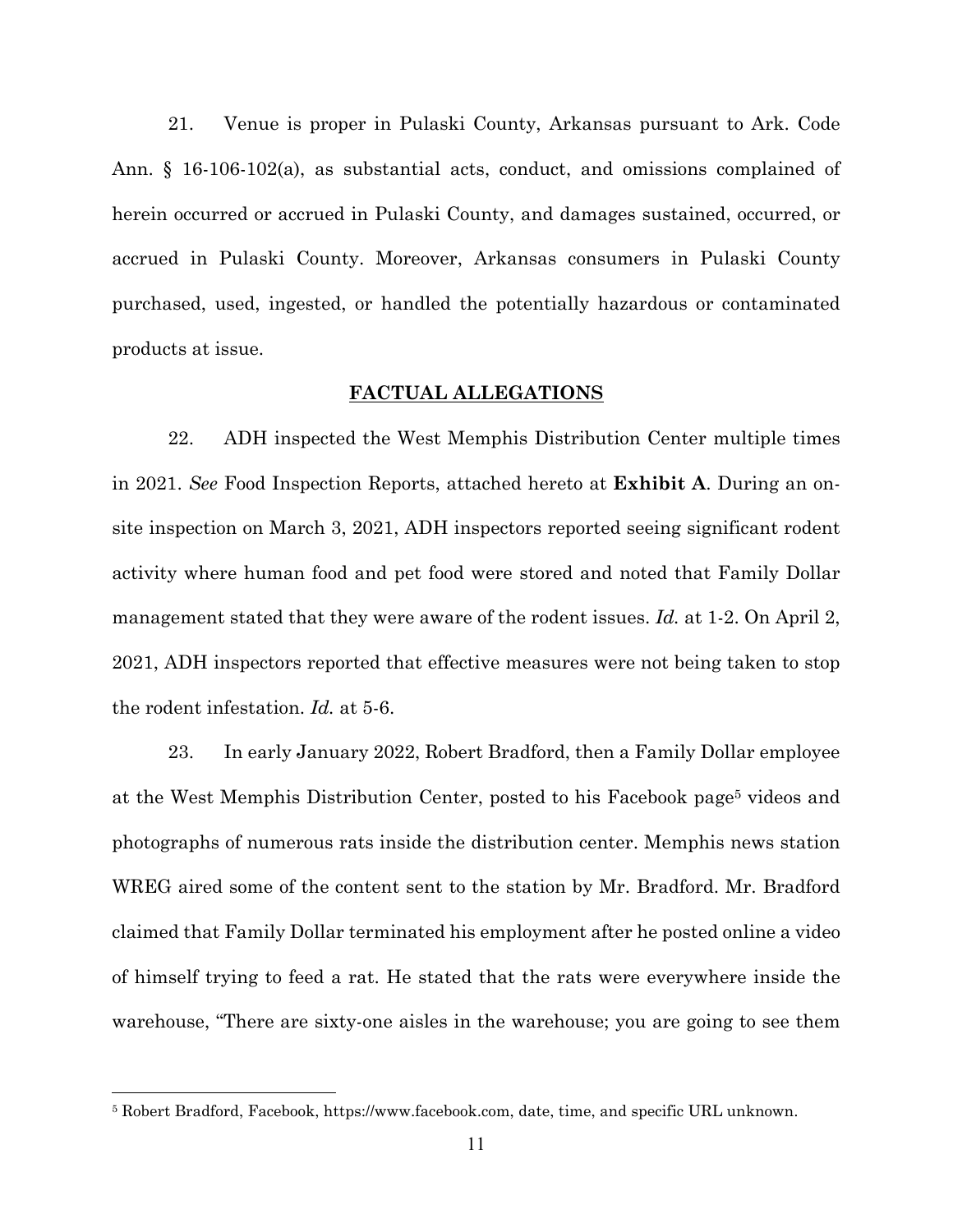21. Venue is proper in Pulaski County, Arkansas pursuant to Ark. Code Ann. § 16-106-102(a), as substantial acts, conduct, and omissions complained of herein occurred or accrued in Pulaski County, and damages sustained, occurred, or accrued in Pulaski County. Moreover, Arkansas consumers in Pulaski County purchased, used, ingested, or handled the potentially hazardous or contaminated products at issue.

## FACTUAL ALLEGATIONS

22. ADH inspected the West Memphis Distribution Center multiple times in 2021. *See* Food Inspection Reports, attached hereto at **Exhibit A**. During an on-site inspection on March 3, 2021, ADH inspectors reported seeing significant rodent activity where human food and pet food were stored and noted that Family Dollar management stated that they were aware of the rodent issues. *Id.* at 1-2. On April 2, 2021, ADH inspectors reported that effective measures were not being taken to stop the rodent infestation. *Id.* at 5-6.

23. In early January 2022, Robert Bradford, then a Family Dollar employee at the West Memphis Distribution Center, posted to his Facebook page[5] videos and photographs of numerous rats inside the distribution center. Memphis news station WREG aired some of the content sent to the station by Mr. Bradford. Mr. Bradford claimed that Family Dollar terminated his employment after he posted online a video of himself trying to feed a rat. He stated that the rats were everywhere inside the warehouse, "There are sixty-one aisles in the warehouse; you are going to see them

---

[5] Robert Bradford, Facebook, https://www.facebook.com, date, time, and specific URL unknown.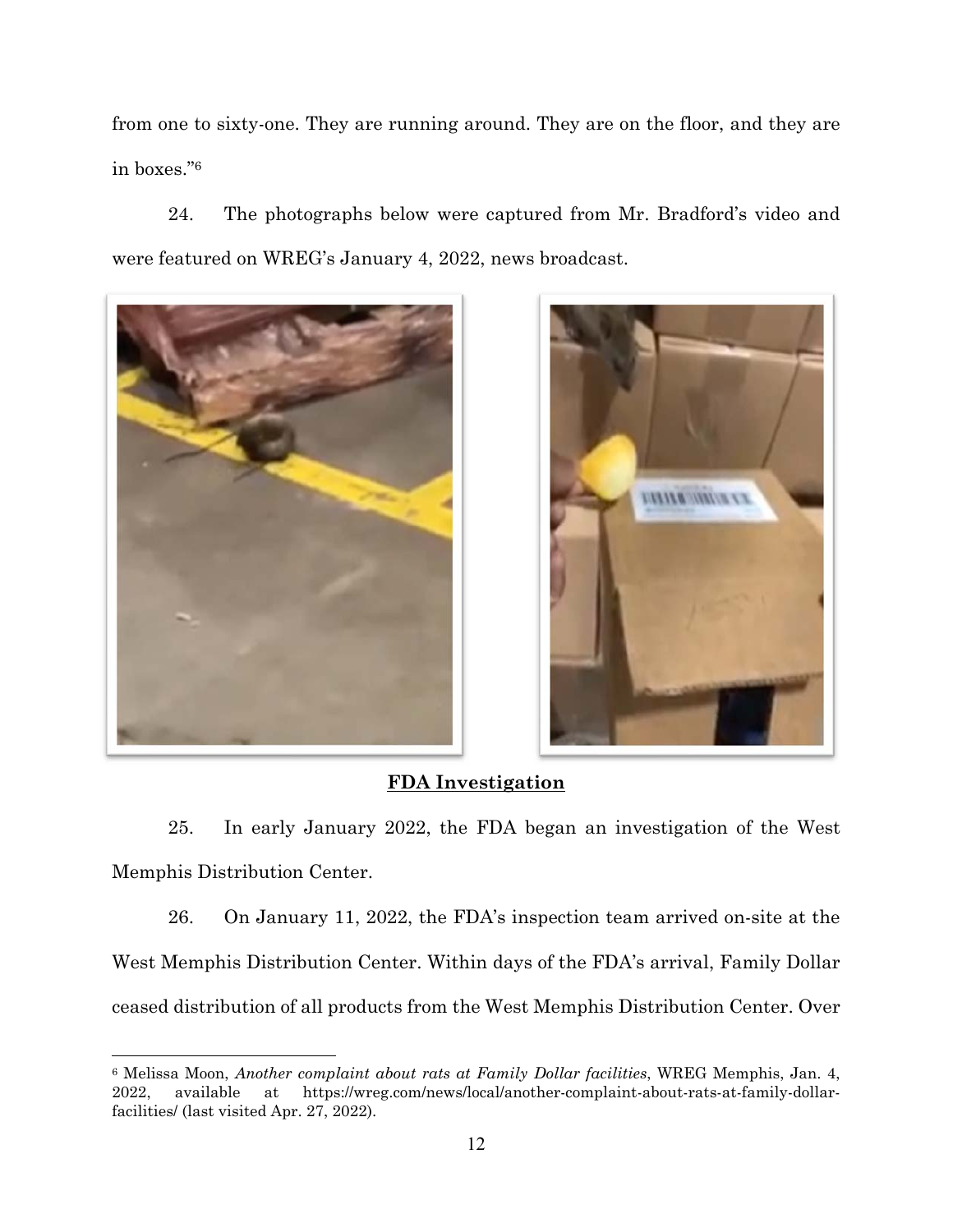from one to sixty-one. They are running around. They are on the floor, and they are in boxes."[6]

24. The photographs below were captured from Mr. Bradford's video and were featured on WREG's January 4, 2022, news broadcast.

## FDA Investigation

25. In early January 2022, the FDA began an investigation of the West Memphis Distribution Center.

26. On January 11, 2022, the FDA's inspection team arrived on-site at the West Memphis Distribution Center. Within days of the FDA's arrival, Family Dollar ceased distribution of all products from the West Memphis Distribution Center. Over

[6] Melissa Moon, *Another complaint about rats at Family Dollar facilities*, WREG Memphis, Jan. 4, 2022, available at https://wreg.com/news/local/another-complaint-about-rats-at-family-dollar-facilities/ (last visited Apr. 27, 2022).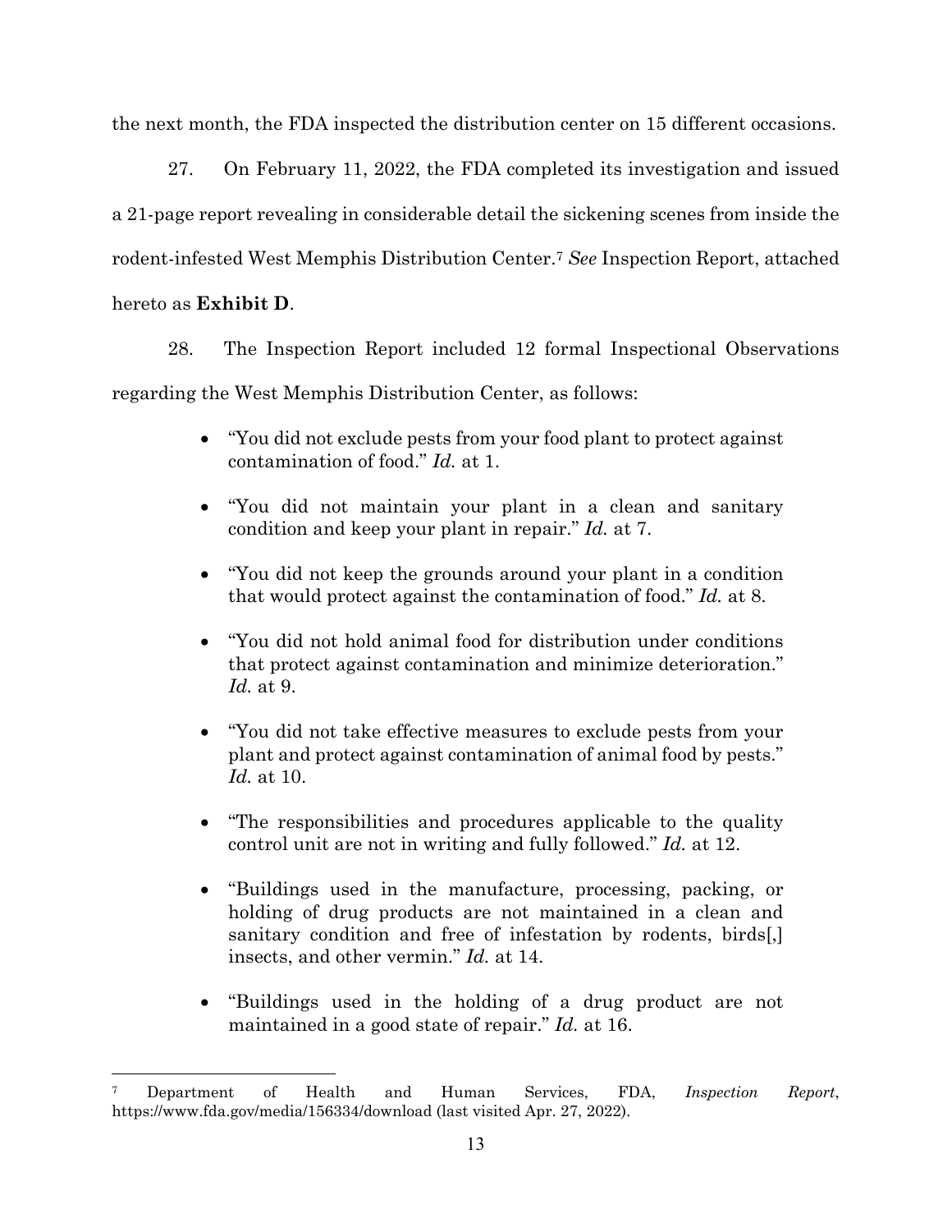the next month, the FDA inspected the distribution center on 15 different occasions.

27. On February 11, 2022, the FDA completed its investigation and issued a 21-page report revealing in considerable detail the sickening scenes from inside the rodent-infested West Memphis Distribution Center.[7] *See* Inspection Report, attached hereto as **Exhibit D**.

28. The Inspection Report included 12 formal Inspectional Observations regarding the West Memphis Distribution Center, as follows:

- "You did not exclude pests from your food plant to protect against contamination of food." *Id.* at 1.
- "You did not maintain your plant in a clean and sanitary condition and keep your plant in repair." *Id.* at 7.
- "You did not keep the grounds around your plant in a condition that would protect against the contamination of food." *Id.* at 8.
- "You did not hold animal food for distribution under conditions that protect against contamination and minimize deterioration." *Id.* at 9.
- "You did not take effective measures to exclude pests from your plant and protect against contamination of animal food by pests." *Id.* at 10.
- "The responsibilities and procedures applicable to the quality control unit are not in writing and fully followed." *Id.* at 12.
- "Buildings used in the manufacture, processing, packing, or holding of drug products are not maintained in a clean and sanitary condition and free of infestation by rodents, birds[,] insects, and other vermin." *Id.* at 14.
- "Buildings used in the holding of a drug product are not maintained in a good state of repair." *Id.* at 16.

---

[7] Department of Health and Human Services, FDA, *Inspection Report*, https://www.fda.gov/media/156334/download (last visited Apr. 27, 2022).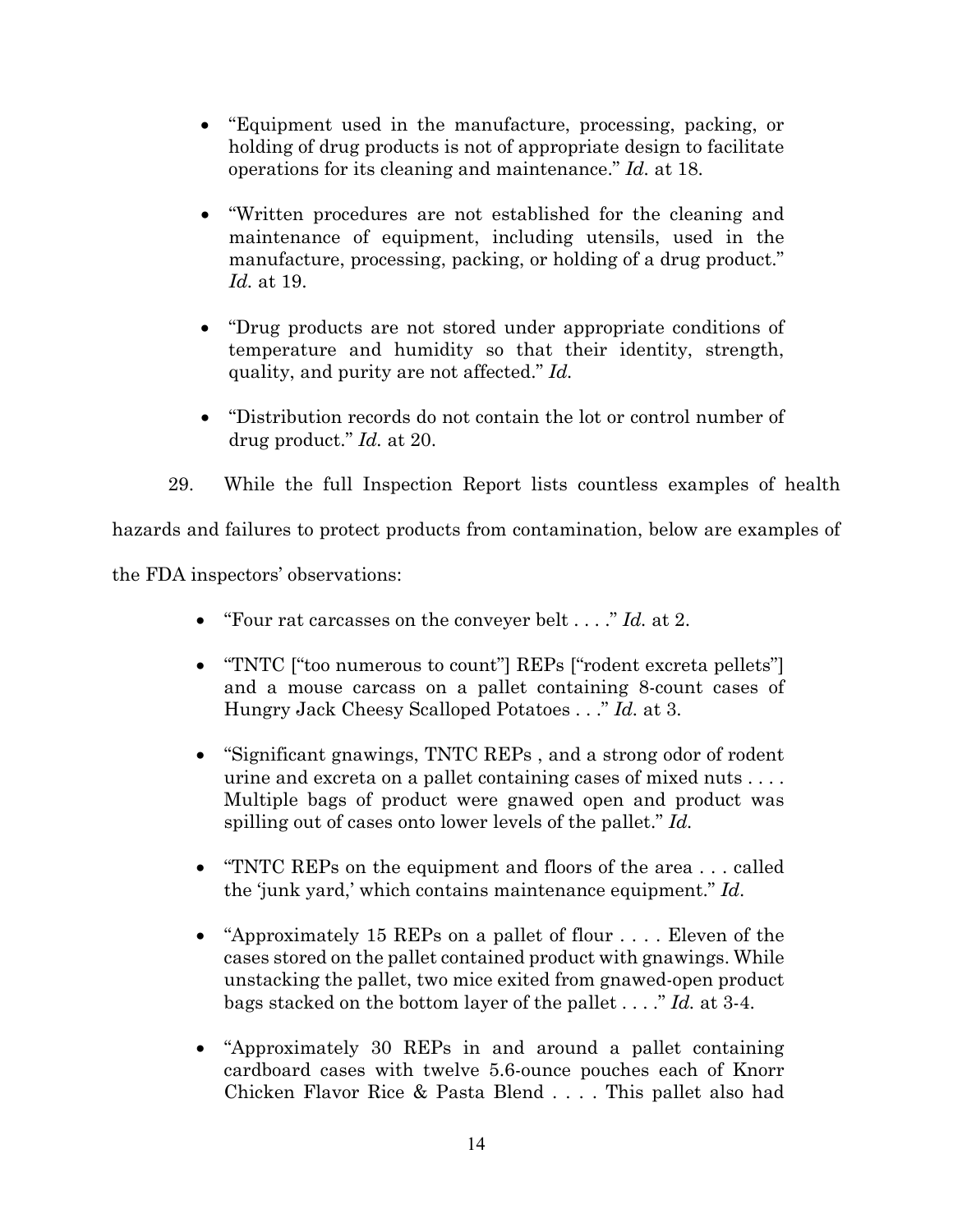- "Equipment used in the manufacture, processing, packing, or holding of drug products is not of appropriate design to facilitate operations for its cleaning and maintenance." *Id.* at 18.

- "Written procedures are not established for the cleaning and maintenance of equipment, including utensils, used in the manufacture, processing, packing, or holding of a drug product." *Id.* at 19.

- "Drug products are not stored under appropriate conditions of temperature and humidity so that their identity, strength, quality, and purity are not affected." *Id.*

- "Distribution records do not contain the lot or control number of drug product." *Id.* at 20.

29. While the full Inspection Report lists countless examples of health hazards and failures to protect products from contamination, below are examples of the FDA inspectors' observations:

- "Four rat carcasses on the conveyer belt . . . ." *Id.* at 2.

- "TNTC ["too numerous to count"] REPs ["rodent excreta pellets"] and a mouse carcass on a pallet containing 8-count cases of Hungry Jack Cheesy Scalloped Potatoes . . ." *Id.* at 3.

- "Significant gnawings, TNTC REPs , and a strong odor of rodent urine and excreta on a pallet containing cases of mixed nuts . . . . Multiple bags of product were gnawed open and product was spilling out of cases onto lower levels of the pallet." *Id.*

- "TNTC REPs on the equipment and floors of the area . . . called the 'junk yard,' which contains maintenance equipment." *Id*.

- "Approximately 15 REPs on a pallet of flour . . . . Eleven of the cases stored on the pallet contained product with gnawings. While unstacking the pallet, two mice exited from gnawed-open product bags stacked on the bottom layer of the pallet . . . ." *Id.* at 3-4.

- "Approximately 30 REPs in and around a pallet containing cardboard cases with twelve 5.6-ounce pouches each of Knorr Chicken Flavor Rice & Pasta Blend . . . . This pallet also had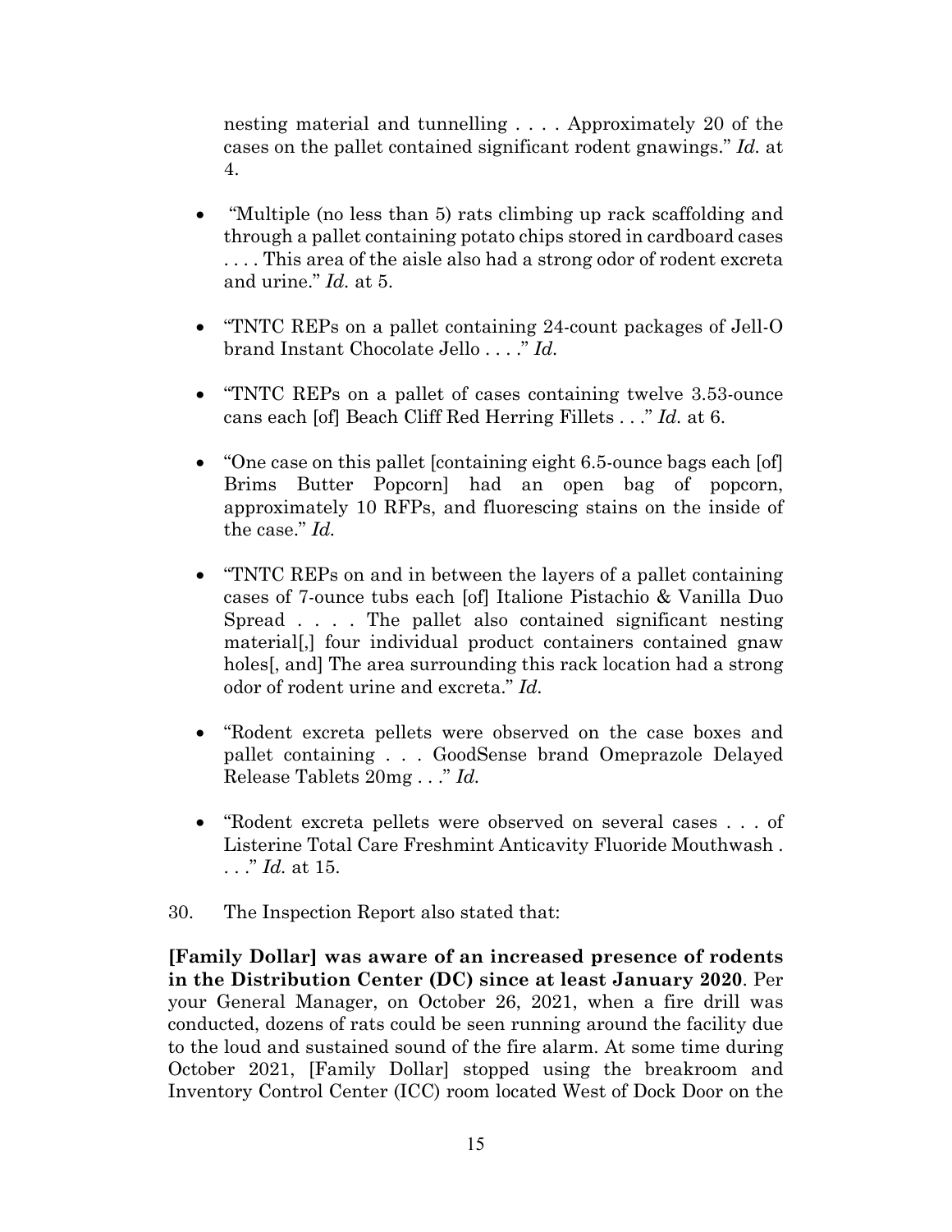nesting material and tunnelling . . . . Approximately 20 of the cases on the pallet contained significant rodent gnawings." *Id.* at 4.

- "Multiple (no less than 5) rats climbing up rack scaffolding and through a pallet containing potato chips stored in cardboard cases . . . . This area of the aisle also had a strong odor of rodent excreta and urine." *Id.* at 5.

- "TNTC REPs on a pallet containing 24-count packages of Jell-O brand Instant Chocolate Jello . . . ." *Id.*

- "TNTC REPs on a pallet of cases containing twelve 3.53-ounce cans each [of] Beach Cliff Red Herring Fillets . . ." *Id.* at 6.

- "One case on this pallet [containing eight 6.5-ounce bags each [of] Brims Butter Popcorn] had an open bag of popcorn, approximately 10 RFPs, and fluorescing stains on the inside of the case." *Id.*

- "TNTC REPs on and in between the layers of a pallet containing cases of 7-ounce tubs each [of] Italione Pistachio & Vanilla Duo Spread . . . . The pallet also contained significant nesting material[,] four individual product containers contained gnaw holes[, and] The area surrounding this rack location had a strong odor of rodent urine and excreta." *Id.*

- "Rodent excreta pellets were observed on the case boxes and pallet containing . . . GoodSense brand Omeprazole Delayed Release Tablets 20mg . . ." *Id.*

- "Rodent excreta pellets were observed on several cases . . . of Listerine Total Care Freshmint Anticavity Fluoride Mouthwash . . . ." *Id.* at 15.

30. The Inspection Report also stated that:

**[Family Dollar] was aware of an increased presence of rodents in the Distribution Center (DC) since at least January 2020**. Per your General Manager, on October 26, 2021, when a fire drill was conducted, dozens of rats could be seen running around the facility due to the loud and sustained sound of the fire alarm. At some time during October 2021, [Family Dollar] stopped using the breakroom and Inventory Control Center (ICC) room located West of Dock Door on the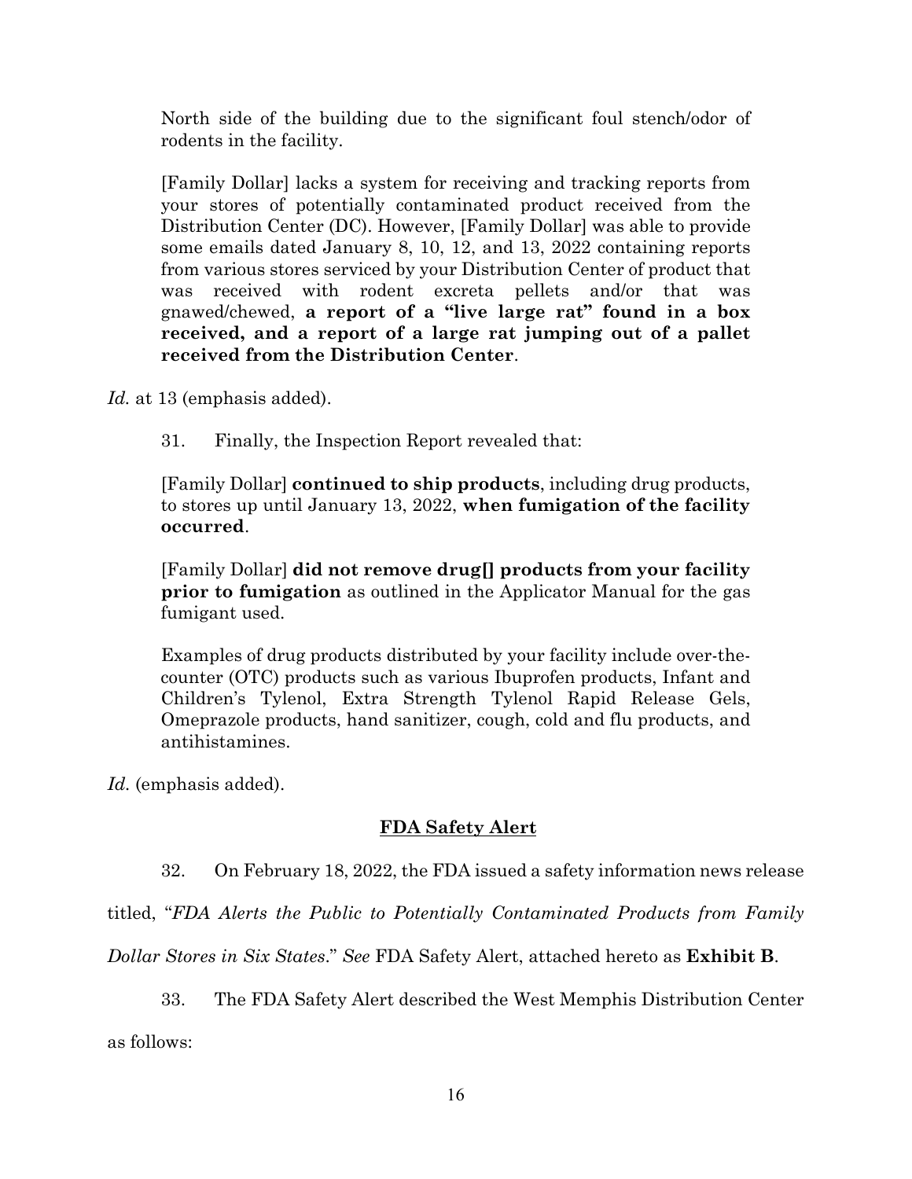> North side of the building due to the significant foul stench/odor of rodents in the facility.
>
> [Family Dollar] lacks a system for receiving and tracking reports from your stores of potentially contaminated product received from the Distribution Center (DC). However, [Family Dollar] was able to provide some emails dated January 8, 10, 12, and 13, 2022 containing reports from various stores serviced by your Distribution Center of product that was received with rodent excreta pellets and/or that was gnawed/chewed, **a report of a "live large rat" found in a box received, and a report of a large rat jumping out of a pallet received from the Distribution Center**.

*Id.* at 13 (emphasis added).

31. Finally, the Inspection Report revealed that:

> [Family Dollar] **continued to ship products**, including drug products, to stores up until January 13, 2022, **when fumigation of the facility occurred**.
>
> [Family Dollar] **did not remove drug[] products from your facility prior to fumigation** as outlined in the Applicator Manual for the gas fumigant used.
>
> Examples of drug products distributed by your facility include over-the-counter (OTC) products such as various Ibuprofen products, Infant and Children's Tylenol, Extra Strength Tylenol Rapid Release Gels, Omeprazole products, hand sanitizer, cough, cold and flu products, and antihistamines.

*Id.* (emphasis added).

## FDA Safety Alert

32. On February 18, 2022, the FDA issued a safety information news release titled, "*FDA Alerts the Public to Potentially Contaminated Products from Family Dollar Stores in Six States*." *See* FDA Safety Alert, attached hereto as **Exhibit B**.

33. The FDA Safety Alert described the West Memphis Distribution Center as follows: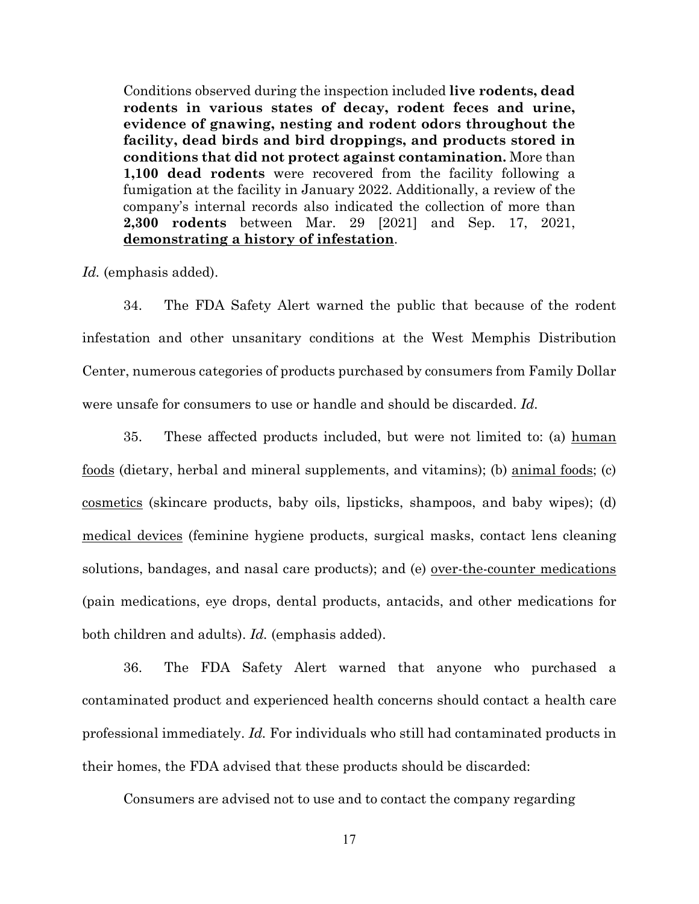> Conditions observed during the inspection included **live rodents, dead rodents in various states of decay, rodent feces and urine, evidence of gnawing, nesting and rodent odors throughout the facility, dead birds and bird droppings, and products stored in conditions that did not protect against contamination.** More than **1,100 dead rodents** were recovered from the facility following a fumigation at the facility in January 2022. Additionally, a review of the company's internal records also indicated the collection of more than **2,300 rodents** between Mar. 29 [2021] and Sep. 17, 2021, <u>**demonstrating a history of infestation**</u>.

*Id.* (emphasis added).

34. The FDA Safety Alert warned the public that because of the rodent infestation and other unsanitary conditions at the West Memphis Distribution Center, numerous categories of products purchased by consumers from Family Dollar were unsafe for consumers to use or handle and should be discarded. *Id.*

35. These affected products included, but were not limited to: (a) <u>human foods</u> (dietary, herbal and mineral supplements, and vitamins); (b) <u>animal foods</u>; (c) <u>cosmetics</u> (skincare products, baby oils, lipsticks, shampoos, and baby wipes); (d) <u>medical devices</u> (feminine hygiene products, surgical masks, contact lens cleaning solutions, bandages, and nasal care products); and (e) <u>over-the-counter medications</u> (pain medications, eye drops, dental products, antacids, and other medications for both children and adults). *Id.* (emphasis added).

36. The FDA Safety Alert warned that anyone who purchased a contaminated product and experienced health concerns should contact a health care professional immediately. *Id.* For individuals who still had contaminated products in their homes, the FDA advised that these products should be discarded:

> Consumers are advised not to use and to contact the company regarding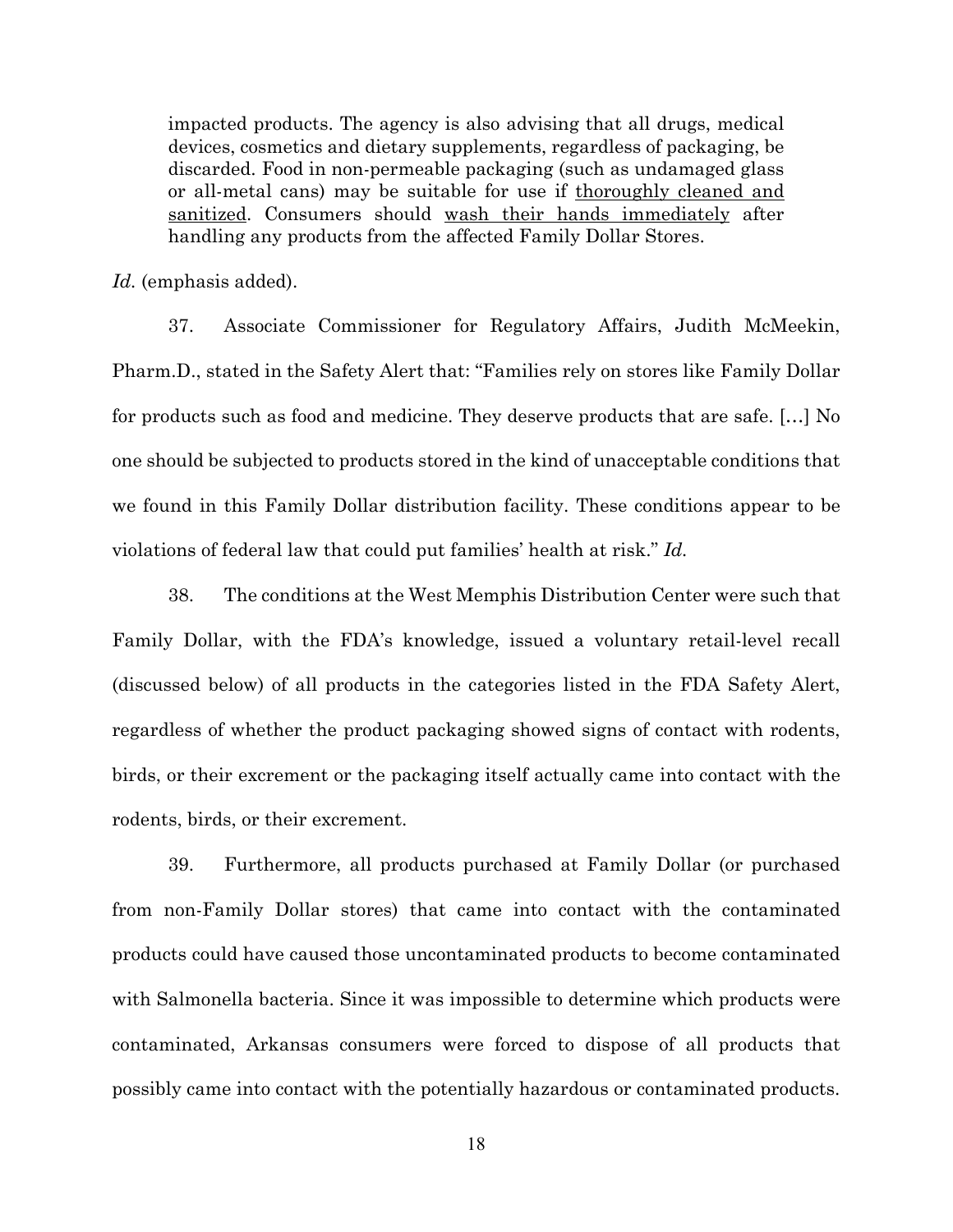> impacted products. The agency is also advising that all drugs, medical devices, cosmetics and dietary supplements, regardless of packaging, be discarded. Food in non-permeable packaging (such as undamaged glass or all-metal cans) may be suitable for use if <u>thoroughly cleaned and sanitized</u>. Consumers should <u>wash their hands immediately</u> after handling any products from the affected Family Dollar Stores.

*Id.* (emphasis added).

37. Associate Commissioner for Regulatory Affairs, Judith McMeekin, Pharm.D., stated in the Safety Alert that: "Families rely on stores like Family Dollar for products such as food and medicine. They deserve products that are safe. […] No one should be subjected to products stored in the kind of unacceptable conditions that we found in this Family Dollar distribution facility. These conditions appear to be violations of federal law that could put families' health at risk." *Id.*

38. The conditions at the West Memphis Distribution Center were such that Family Dollar, with the FDA's knowledge, issued a voluntary retail-level recall (discussed below) of all products in the categories listed in the FDA Safety Alert, regardless of whether the product packaging showed signs of contact with rodents, birds, or their excrement or the packaging itself actually came into contact with the rodents, birds, or their excrement.

39. Furthermore, all products purchased at Family Dollar (or purchased from non-Family Dollar stores) that came into contact with the contaminated products could have caused those uncontaminated products to become contaminated with Salmonella bacteria. Since it was impossible to determine which products were contaminated, Arkansas consumers were forced to dispose of all products that possibly came into contact with the potentially hazardous or contaminated products.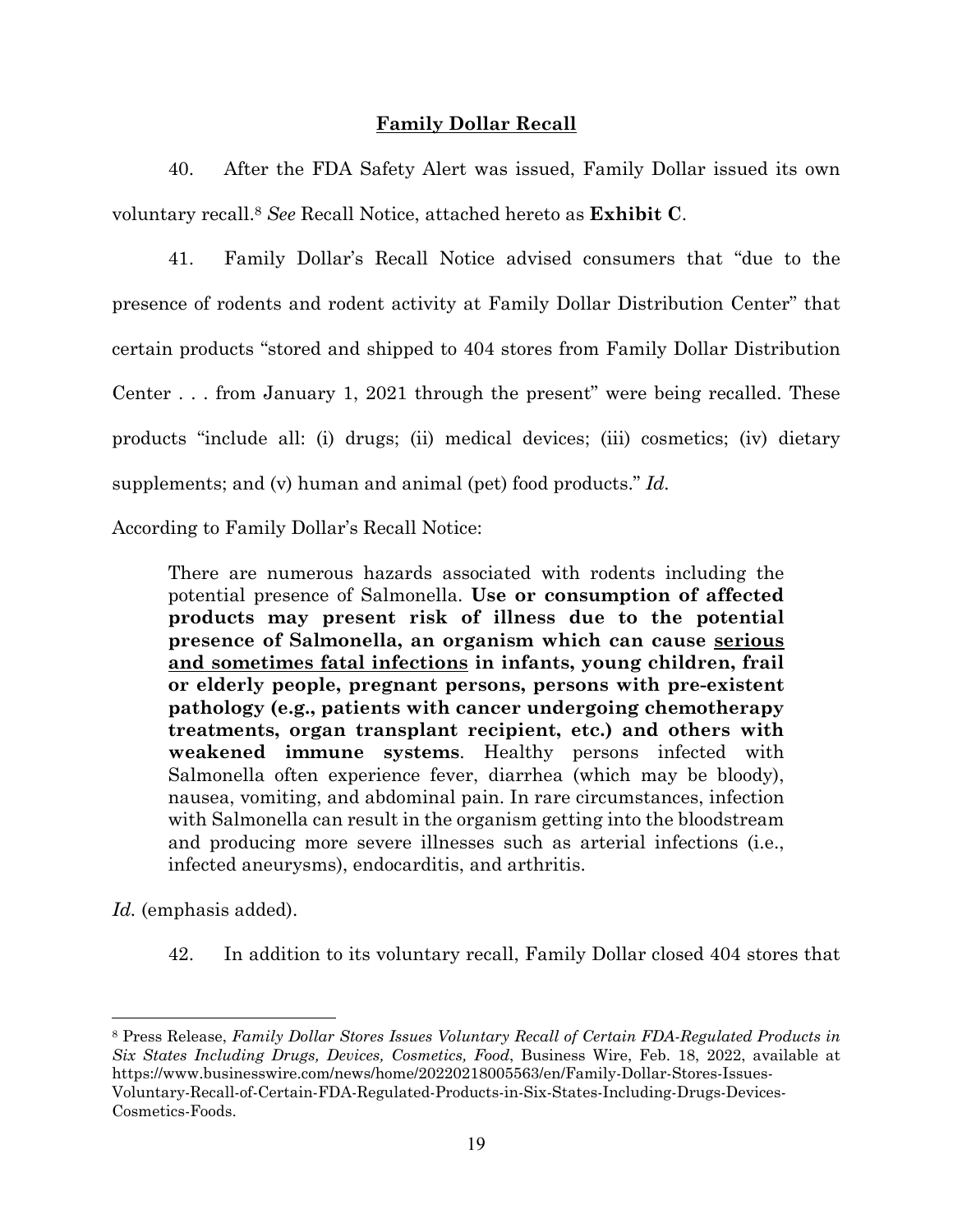## **Family Dollar Recall**

40. After the FDA Safety Alert was issued, Family Dollar issued its own voluntary recall.[8] *See* Recall Notice, attached hereto as **Exhibit C**.

41. Family Dollar's Recall Notice advised consumers that "due to the presence of rodents and rodent activity at Family Dollar Distribution Center" that certain products "stored and shipped to 404 stores from Family Dollar Distribution Center . . . from January 1, 2021 through the present" were being recalled. These products "include all: (i) drugs; (ii) medical devices; (iii) cosmetics; (iv) dietary supplements; and (v) human and animal (pet) food products." *Id.*

According to Family Dollar's Recall Notice:

> There are numerous hazards associated with rodents including the potential presence of Salmonella. **Use or consumption of affected products may present risk of illness due to the potential presence of Salmonella, an organism which can cause <u>serious and sometimes fatal infections</u> in infants, young children, frail or elderly people, pregnant persons, persons with pre-existent pathology (e.g., patients with cancer undergoing chemotherapy treatments, organ transplant recipient, etc.) and others with weakened immune systems**. Healthy persons infected with Salmonella often experience fever, diarrhea (which may be bloody), nausea, vomiting, and abdominal pain. In rare circumstances, infection with Salmonella can result in the organism getting into the bloodstream and producing more severe illnesses such as arterial infections (i.e., infected aneurysms), endocarditis, and arthritis.

*Id.* (emphasis added).

42. In addition to its voluntary recall, Family Dollar closed 404 stores that

---

[8] Press Release, *Family Dollar Stores Issues Voluntary Recall of Certain FDA-Regulated Products in Six States Including Drugs, Devices, Cosmetics, Food*, Business Wire, Feb. 18, 2022, available at https://www.businesswire.com/news/home/20220218005563/en/Family-Dollar-Stores-Issues-Voluntary-Recall-of-Certain-FDA-Regulated-Products-in-Six-States-Including-Drugs-Devices-Cosmetics-Foods.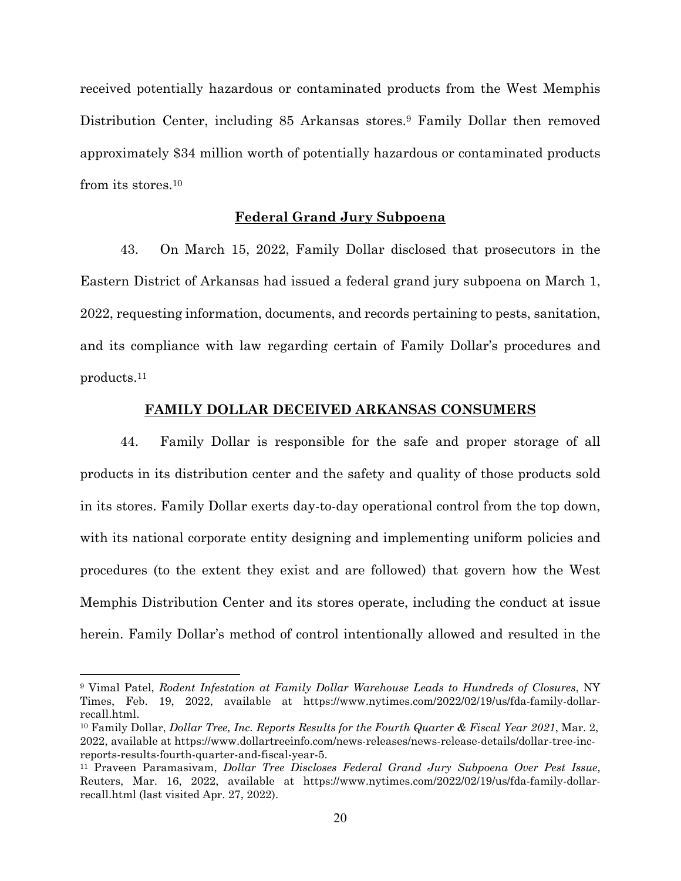received potentially hazardous or contaminated products from the West Memphis Distribution Center, including 85 Arkansas stores.[9] Family Dollar then removed approximately $34 million worth of potentially hazardous or contaminated products from its stores.[10]

**Federal Grand Jury Subpoena**

43. On March 15, 2022, Family Dollar disclosed that prosecutors in the Eastern District of Arkansas had issued a federal grand jury subpoena on March 1, 2022, requesting information, documents, and records pertaining to pests, sanitation, and its compliance with law regarding certain of Family Dollar's procedures and products.[11]

**FAMILY DOLLAR DECEIVED ARKANSAS CONSUMERS**

44. Family Dollar is responsible for the safe and proper storage of all products in its distribution center and the safety and quality of those products sold in its stores. Family Dollar exerts day-to-day operational control from the top down, with its national corporate entity designing and implementing uniform policies and procedures (to the extent they exist and are followed) that govern how the West Memphis Distribution Center and its stores operate, including the conduct at issue herein. Family Dollar's method of control intentionally allowed and resulted in the

---

[9] Vimal Patel, *Rodent Infestation at Family Dollar Warehouse Leads to Hundreds of Closures*, NY Times, Feb. 19, 2022, available at https://www.nytimes.com/2022/02/19/us/fda-family-dollar-recall.html.

[10] Family Dollar, *Dollar Tree, Inc. Reports Results for the Fourth Quarter & Fiscal Year 2021*, Mar. 2, 2022, available at https://www.dollartreeinfo.com/news-releases/news-release-details/dollar-tree-inc-reports-results-fourth-quarter-and-fiscal-year-5.

[11] Praveen Paramasivam, *Dollar Tree Discloses Federal Grand Jury Subpoena Over Pest Issue*, Reuters, Mar. 16, 2022, available at https://www.nytimes.com/2022/02/19/us/fda-family-dollar-recall.html (last visited Apr. 27, 2022).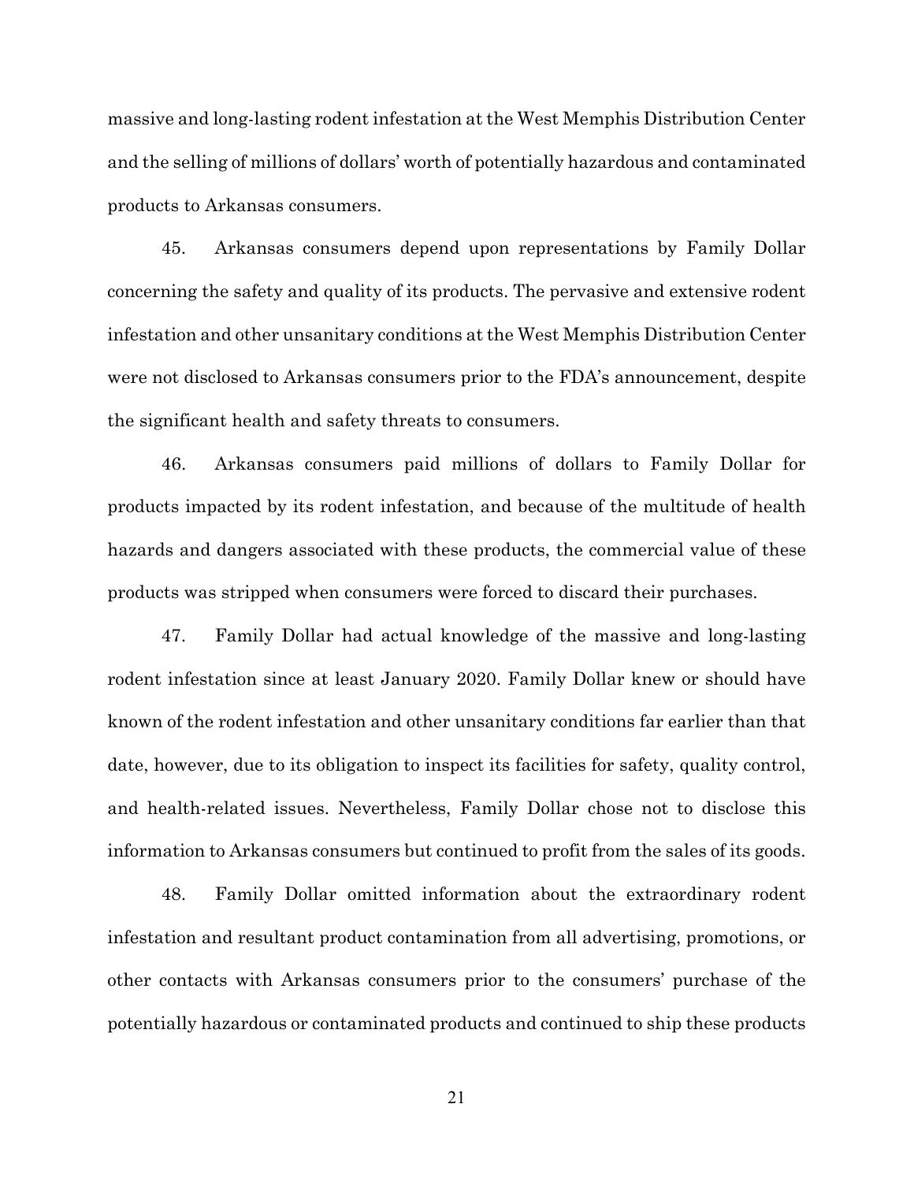massive and long-lasting rodent infestation at the West Memphis Distribution Center and the selling of millions of dollars' worth of potentially hazardous and contaminated products to Arkansas consumers.

45. Arkansas consumers depend upon representations by Family Dollar concerning the safety and quality of its products. The pervasive and extensive rodent infestation and other unsanitary conditions at the West Memphis Distribution Center were not disclosed to Arkansas consumers prior to the FDA's announcement, despite the significant health and safety threats to consumers.

46. Arkansas consumers paid millions of dollars to Family Dollar for products impacted by its rodent infestation, and because of the multitude of health hazards and dangers associated with these products, the commercial value of these products was stripped when consumers were forced to discard their purchases.

47. Family Dollar had actual knowledge of the massive and long-lasting rodent infestation since at least January 2020. Family Dollar knew or should have known of the rodent infestation and other unsanitary conditions far earlier than that date, however, due to its obligation to inspect its facilities for safety, quality control, and health-related issues. Nevertheless, Family Dollar chose not to disclose this information to Arkansas consumers but continued to profit from the sales of its goods.

48. Family Dollar omitted information about the extraordinary rodent infestation and resultant product contamination from all advertising, promotions, or other contacts with Arkansas consumers prior to the consumers' purchase of the potentially hazardous or contaminated products and continued to ship these products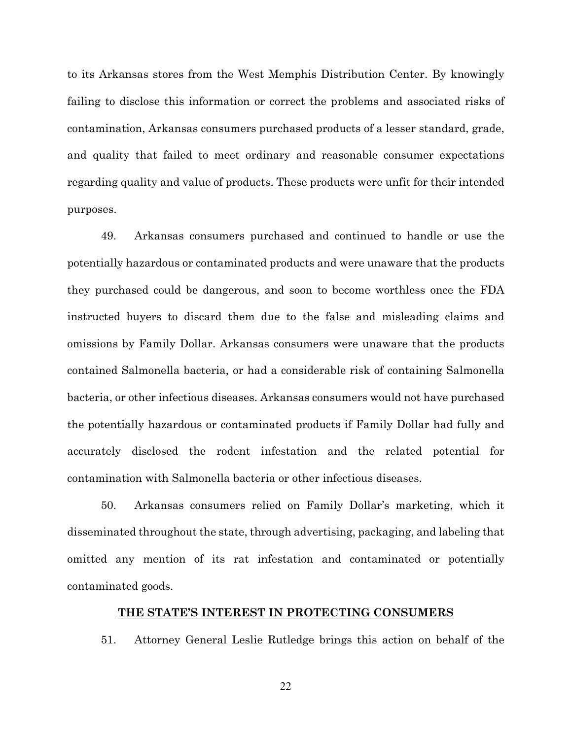to its Arkansas stores from the West Memphis Distribution Center. By knowingly failing to disclose this information or correct the problems and associated risks of contamination, Arkansas consumers purchased products of a lesser standard, grade, and quality that failed to meet ordinary and reasonable consumer expectations regarding quality and value of products. These products were unfit for their intended purposes.

49. Arkansas consumers purchased and continued to handle or use the potentially hazardous or contaminated products and were unaware that the products they purchased could be dangerous, and soon to become worthless once the FDA instructed buyers to discard them due to the false and misleading claims and omissions by Family Dollar. Arkansas consumers were unaware that the products contained Salmonella bacteria, or had a considerable risk of containing Salmonella bacteria, or other infectious diseases. Arkansas consumers would not have purchased the potentially hazardous or contaminated products if Family Dollar had fully and accurately disclosed the rodent infestation and the related potential for contamination with Salmonella bacteria or other infectious diseases.

50. Arkansas consumers relied on Family Dollar's marketing, which it disseminated throughout the state, through advertising, packaging, and labeling that omitted any mention of its rat infestation and contaminated or potentially contaminated goods.

## THE STATE'S INTEREST IN PROTECTING CONSUMERS

51. Attorney General Leslie Rutledge brings this action on behalf of the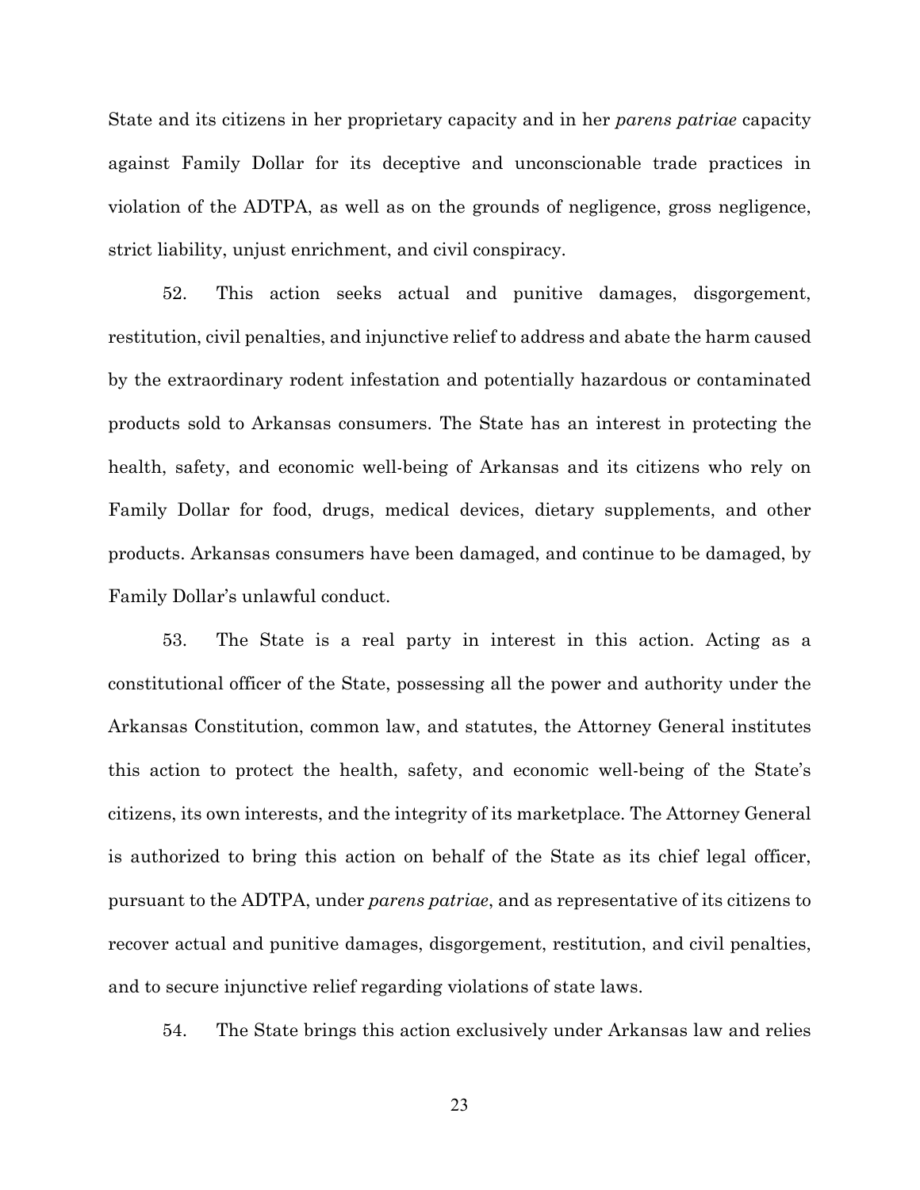State and its citizens in her proprietary capacity and in her *parens patriae* capacity against Family Dollar for its deceptive and unconscionable trade practices in violation of the ADTPA, as well as on the grounds of negligence, gross negligence, strict liability, unjust enrichment, and civil conspiracy.

52. This action seeks actual and punitive damages, disgorgement, restitution, civil penalties, and injunctive relief to address and abate the harm caused by the extraordinary rodent infestation and potentially hazardous or contaminated products sold to Arkansas consumers. The State has an interest in protecting the health, safety, and economic well-being of Arkansas and its citizens who rely on Family Dollar for food, drugs, medical devices, dietary supplements, and other products. Arkansas consumers have been damaged, and continue to be damaged, by Family Dollar's unlawful conduct.

53. The State is a real party in interest in this action. Acting as a constitutional officer of the State, possessing all the power and authority under the Arkansas Constitution, common law, and statutes, the Attorney General institutes this action to protect the health, safety, and economic well-being of the State's citizens, its own interests, and the integrity of its marketplace. The Attorney General is authorized to bring this action on behalf of the State as its chief legal officer, pursuant to the ADTPA, under *parens patriae*, and as representative of its citizens to recover actual and punitive damages, disgorgement, restitution, and civil penalties, and to secure injunctive relief regarding violations of state laws.

54. The State brings this action exclusively under Arkansas law and relies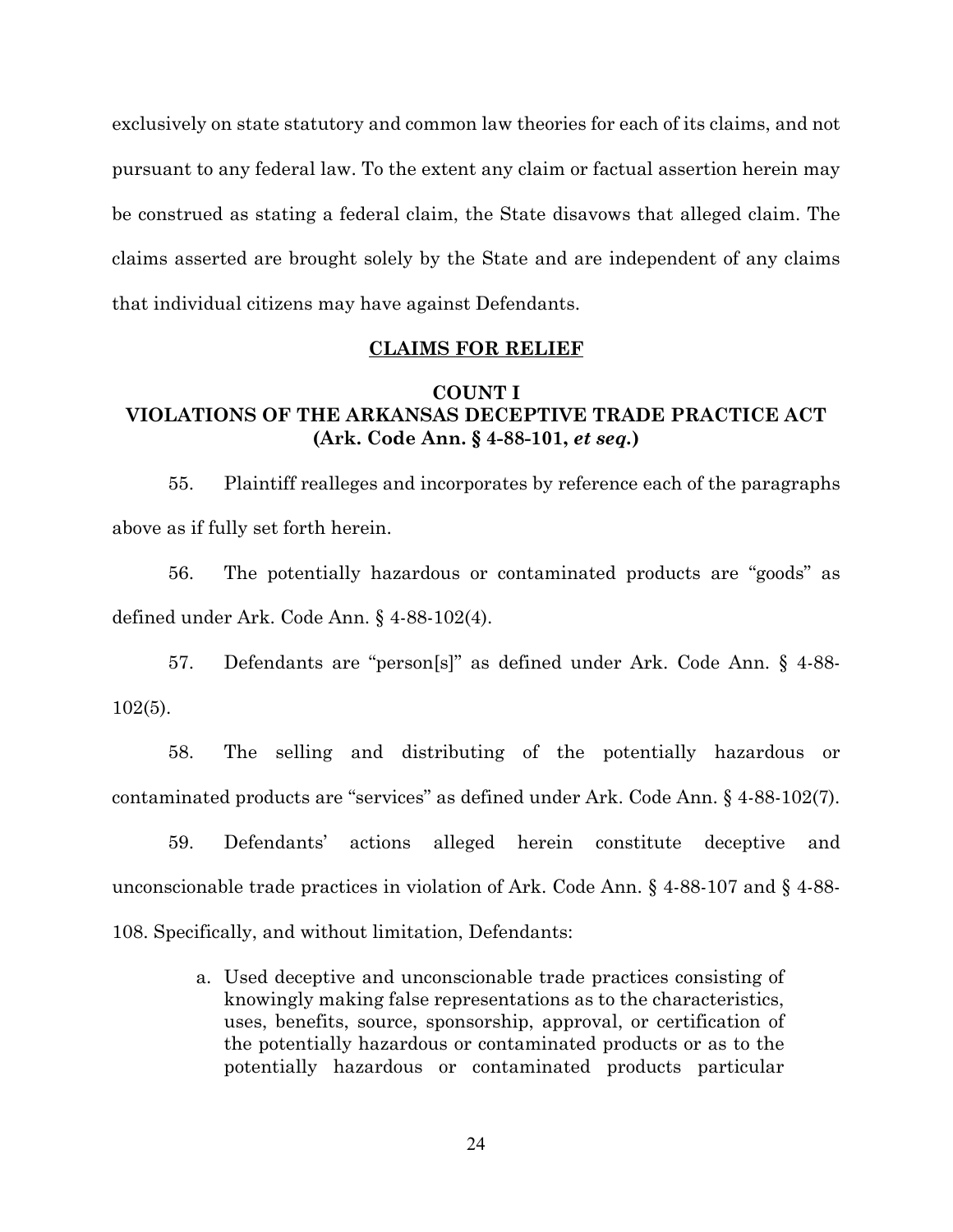exclusively on state statutory and common law theories for each of its claims, and not pursuant to any federal law. To the extent any claim or factual assertion herein may be construed as stating a federal claim, the State disavows that alleged claim. The claims asserted are brought solely by the State and are independent of any claims that individual citizens may have against Defendants.

## CLAIMS FOR RELIEF

### COUNT I
### VIOLATIONS OF THE ARKANSAS DECEPTIVE TRADE PRACTICE ACT
### (Ark. Code Ann. § 4-88-101, *et seq.*)

55. Plaintiff realleges and incorporates by reference each of the paragraphs above as if fully set forth herein.

56. The potentially hazardous or contaminated products are "goods" as defined under Ark. Code Ann. § 4-88-102(4).

57. Defendants are "person[s]" as defined under Ark. Code Ann. § 4-88-102(5).

58. The selling and distributing of the potentially hazardous or contaminated products are "services" as defined under Ark. Code Ann. § 4-88-102(7).

59. Defendants' actions alleged herein constitute deceptive and unconscionable trade practices in violation of Ark. Code Ann. § 4-88-107 and § 4-88-108. Specifically, and without limitation, Defendants:

a. Used deceptive and unconscionable trade practices consisting of knowingly making false representations as to the characteristics, uses, benefits, source, sponsorship, approval, or certification of the potentially hazardous or contaminated products or as to the potentially hazardous or contaminated products particular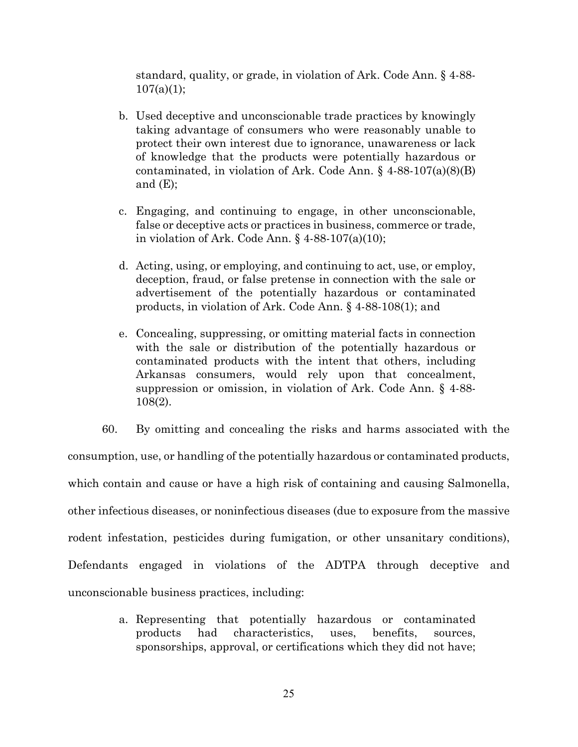standard, quality, or grade, in violation of Ark. Code Ann. § 4-88-107(a)(1);

b. Used deceptive and unconscionable trade practices by knowingly taking advantage of consumers who were reasonably unable to protect their own interest due to ignorance, unawareness or lack of knowledge that the products were potentially hazardous or contaminated, in violation of Ark. Code Ann. § 4-88-107(a)(8)(B) and (E);

c. Engaging, and continuing to engage, in other unconscionable, false or deceptive acts or practices in business, commerce or trade, in violation of Ark. Code Ann. § 4-88-107(a)(10);

d. Acting, using, or employing, and continuing to act, use, or employ, deception, fraud, or false pretense in connection with the sale or advertisement of the potentially hazardous or contaminated products, in violation of Ark. Code Ann. § 4-88-108(1); and

e. Concealing, suppressing, or omitting material facts in connection with the sale or distribution of the potentially hazardous or contaminated products with the intent that others, including Arkansas consumers, would rely upon that concealment, suppression or omission, in violation of Ark. Code Ann. § 4-88-108(2).

60. By omitting and concealing the risks and harms associated with the consumption, use, or handling of the potentially hazardous or contaminated products, which contain and cause or have a high risk of containing and causing Salmonella, other infectious diseases, or noninfectious diseases (due to exposure from the massive rodent infestation, pesticides during fumigation, or other unsanitary conditions), Defendants engaged in violations of the ADTPA through deceptive and unconscionable business practices, including:

a. Representing that potentially hazardous or contaminated products had characteristics, uses, benefits, sources, sponsorships, approval, or certifications which they did not have;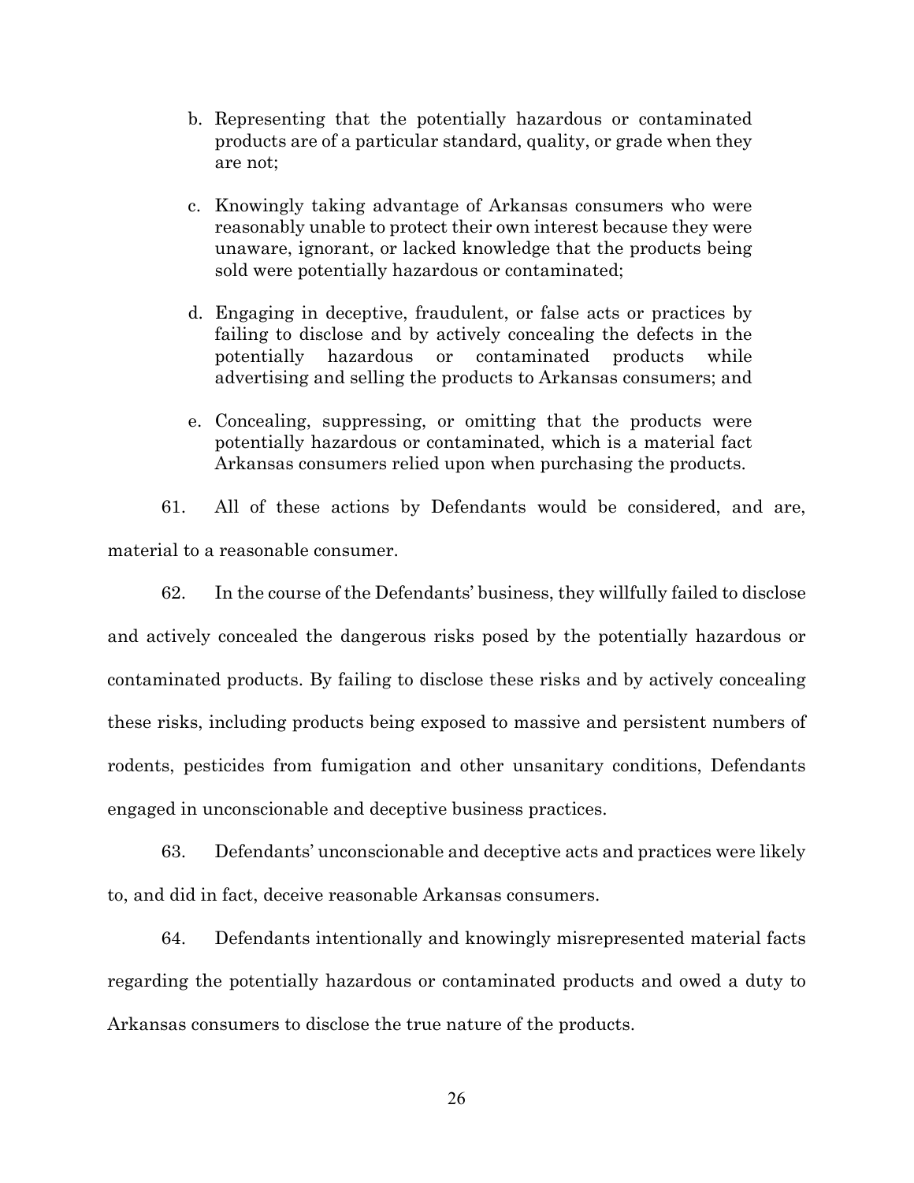b. Representing that the potentially hazardous or contaminated products are of a particular standard, quality, or grade when they are not;

c. Knowingly taking advantage of Arkansas consumers who were reasonably unable to protect their own interest because they were unaware, ignorant, or lacked knowledge that the products being sold were potentially hazardous or contaminated;

d. Engaging in deceptive, fraudulent, or false acts or practices by failing to disclose and by actively concealing the defects in the potentially hazardous or contaminated products while advertising and selling the products to Arkansas consumers; and

e. Concealing, suppressing, or omitting that the products were potentially hazardous or contaminated, which is a material fact Arkansas consumers relied upon when purchasing the products.

61. All of these actions by Defendants would be considered, and are, material to a reasonable consumer.

62. In the course of the Defendants' business, they willfully failed to disclose and actively concealed the dangerous risks posed by the potentially hazardous or contaminated products. By failing to disclose these risks and by actively concealing these risks, including products being exposed to massive and persistent numbers of rodents, pesticides from fumigation and other unsanitary conditions, Defendants engaged in unconscionable and deceptive business practices.

63. Defendants' unconscionable and deceptive acts and practices were likely to, and did in fact, deceive reasonable Arkansas consumers.

64. Defendants intentionally and knowingly misrepresented material facts regarding the potentially hazardous or contaminated products and owed a duty to Arkansas consumers to disclose the true nature of the products.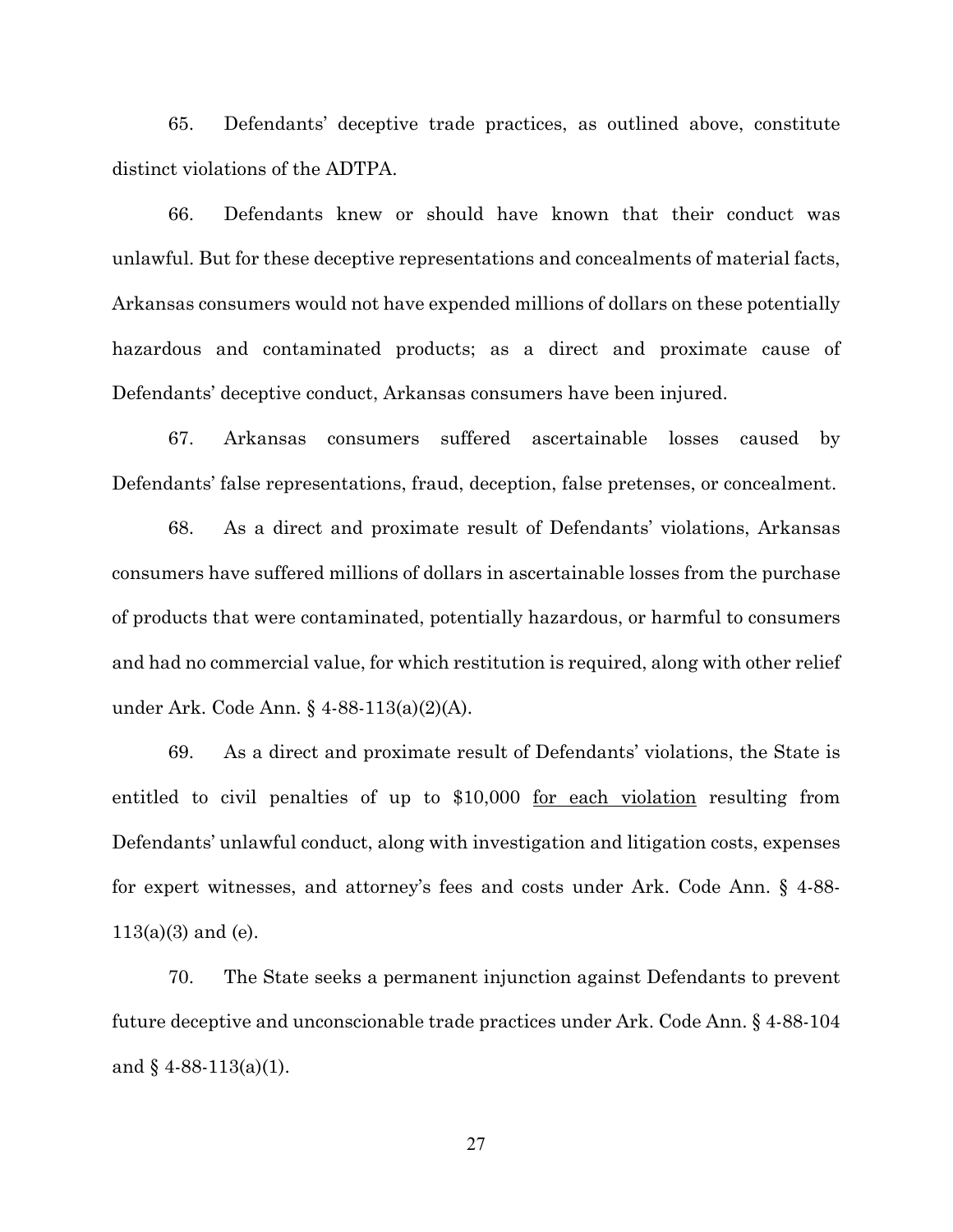65. Defendants' deceptive trade practices, as outlined above, constitute distinct violations of the ADTPA.

66. Defendants knew or should have known that their conduct was unlawful. But for these deceptive representations and concealments of material facts, Arkansas consumers would not have expended millions of dollars on these potentially hazardous and contaminated products; as a direct and proximate cause of Defendants' deceptive conduct, Arkansas consumers have been injured.

67. Arkansas consumers suffered ascertainable losses caused by Defendants' false representations, fraud, deception, false pretenses, or concealment.

68. As a direct and proximate result of Defendants' violations, Arkansas consumers have suffered millions of dollars in ascertainable losses from the purchase of products that were contaminated, potentially hazardous, or harmful to consumers and had no commercial value, for which restitution is required, along with other relief under Ark. Code Ann. § 4-88-113(a)(2)(A).

69. As a direct and proximate result of Defendants' violations, the State is entitled to civil penalties of up to $10,000 <u>for each violation</u> resulting from Defendants' unlawful conduct, along with investigation and litigation costs, expenses for expert witnesses, and attorney's fees and costs under Ark. Code Ann. § 4-88-113(a)(3) and (e).

70. The State seeks a permanent injunction against Defendants to prevent future deceptive and unconscionable trade practices under Ark. Code Ann. § 4-88-104 and § 4-88-113(a)(1).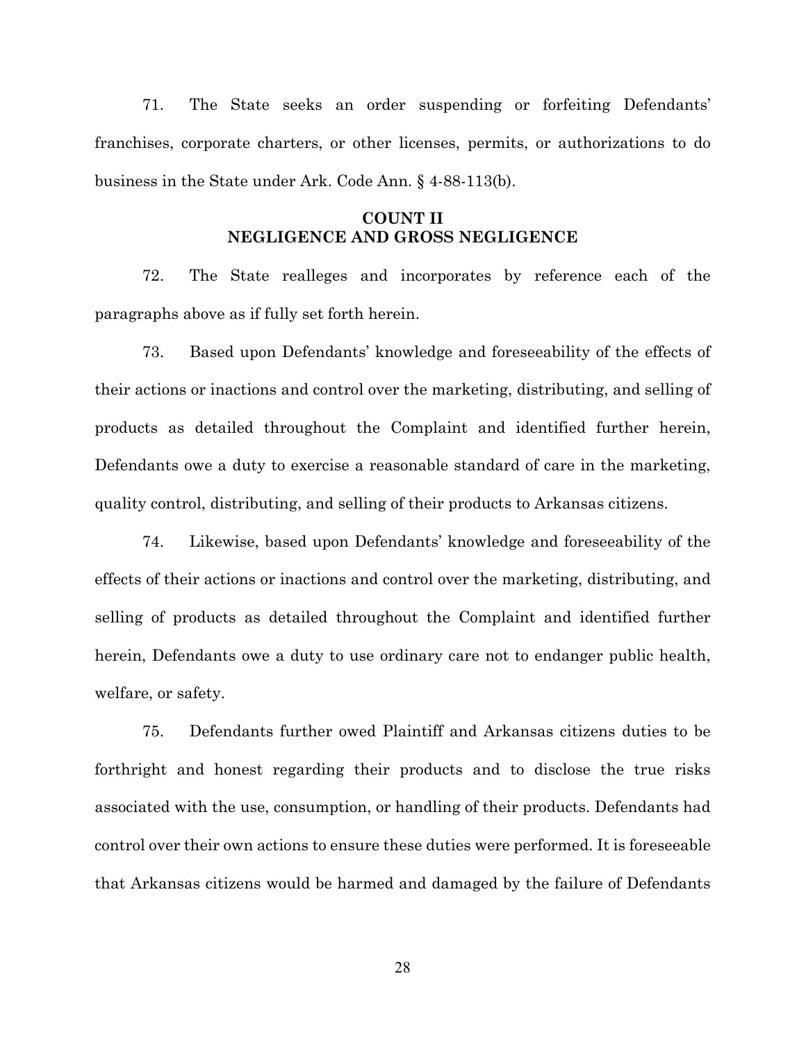71. The State seeks an order suspending or forfeiting Defendants' franchises, corporate charters, or other licenses, permits, or authorizations to do business in the State under Ark. Code Ann. § 4-88-113(b).

## COUNT II
## NEGLIGENCE AND GROSS NEGLIGENCE

72. The State realleges and incorporates by reference each of the paragraphs above as if fully set forth herein.

73. Based upon Defendants' knowledge and foreseeability of the effects of their actions or inactions and control over the marketing, distributing, and selling of products as detailed throughout the Complaint and identified further herein, Defendants owe a duty to exercise a reasonable standard of care in the marketing, quality control, distributing, and selling of their products to Arkansas citizens.

74. Likewise, based upon Defendants' knowledge and foreseeability of the effects of their actions or inactions and control over the marketing, distributing, and selling of products as detailed throughout the Complaint and identified further herein, Defendants owe a duty to use ordinary care not to endanger public health, welfare, or safety.

75. Defendants further owed Plaintiff and Arkansas citizens duties to be forthright and honest regarding their products and to disclose the true risks associated with the use, consumption, or handling of their products. Defendants had control over their own actions to ensure these duties were performed. It is foreseeable that Arkansas citizens would be harmed and damaged by the failure of Defendants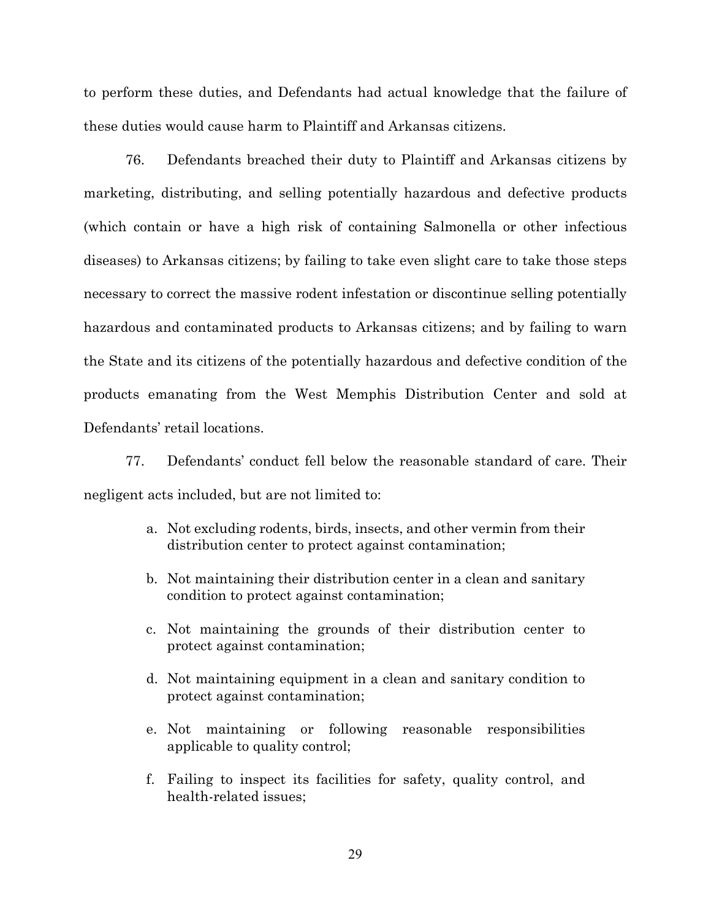to perform these duties, and Defendants had actual knowledge that the failure of these duties would cause harm to Plaintiff and Arkansas citizens.

76. Defendants breached their duty to Plaintiff and Arkansas citizens by marketing, distributing, and selling potentially hazardous and defective products (which contain or have a high risk of containing Salmonella or other infectious diseases) to Arkansas citizens; by failing to take even slight care to take those steps necessary to correct the massive rodent infestation or discontinue selling potentially hazardous and contaminated products to Arkansas citizens; and by failing to warn the State and its citizens of the potentially hazardous and defective condition of the products emanating from the West Memphis Distribution Center and sold at Defendants' retail locations.

77. Defendants' conduct fell below the reasonable standard of care. Their negligent acts included, but are not limited to:

a. Not excluding rodents, birds, insects, and other vermin from their distribution center to protect against contamination;

b. Not maintaining their distribution center in a clean and sanitary condition to protect against contamination;

c. Not maintaining the grounds of their distribution center to protect against contamination;

d. Not maintaining equipment in a clean and sanitary condition to protect against contamination;

e. Not maintaining or following reasonable responsibilities applicable to quality control;

f. Failing to inspect its facilities for safety, quality control, and health-related issues;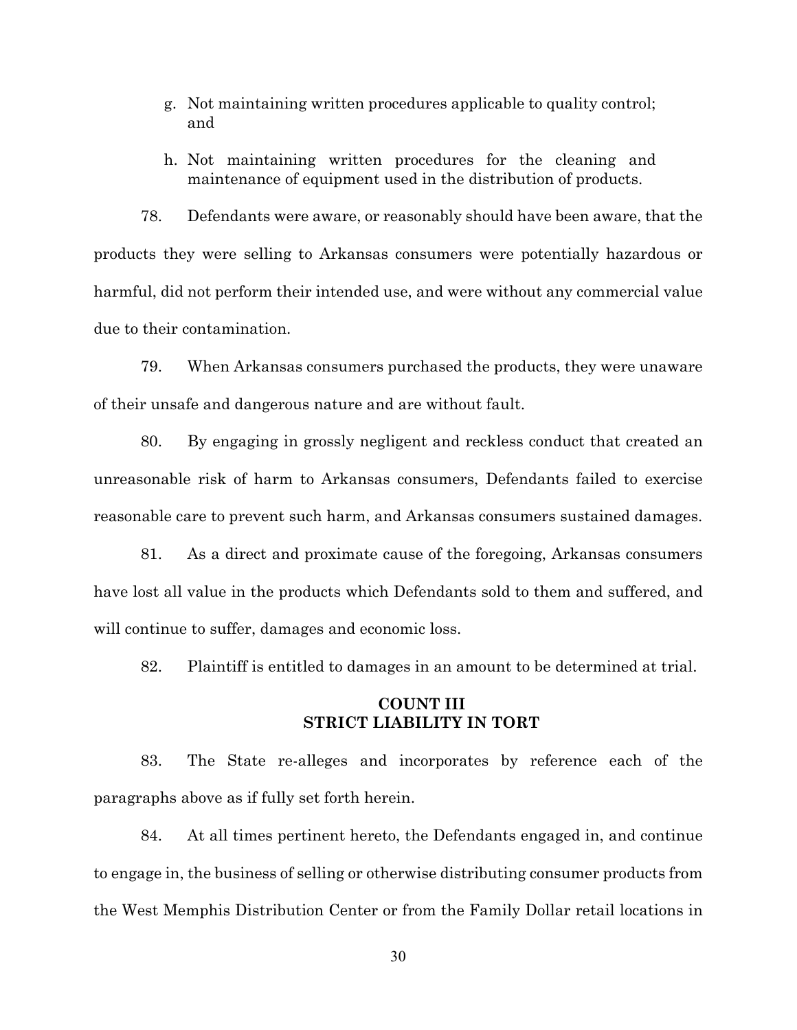g. Not maintaining written procedures applicable to quality control; and

h. Not maintaining written procedures for the cleaning and maintenance of equipment used in the distribution of products.

78. Defendants were aware, or reasonably should have been aware, that the products they were selling to Arkansas consumers were potentially hazardous or harmful, did not perform their intended use, and were without any commercial value due to their contamination.

79. When Arkansas consumers purchased the products, they were unaware of their unsafe and dangerous nature and are without fault.

80. By engaging in grossly negligent and reckless conduct that created an unreasonable risk of harm to Arkansas consumers, Defendants failed to exercise reasonable care to prevent such harm, and Arkansas consumers sustained damages.

81. As a direct and proximate cause of the foregoing, Arkansas consumers have lost all value in the products which Defendants sold to them and suffered, and will continue to suffer, damages and economic loss.

82. Plaintiff is entitled to damages in an amount to be determined at trial.

## COUNT III
## STRICT LIABILITY IN TORT

83. The State re-alleges and incorporates by reference each of the paragraphs above as if fully set forth herein.

84. At all times pertinent hereto, the Defendants engaged in, and continue to engage in, the business of selling or otherwise distributing consumer products from the West Memphis Distribution Center or from the Family Dollar retail locations in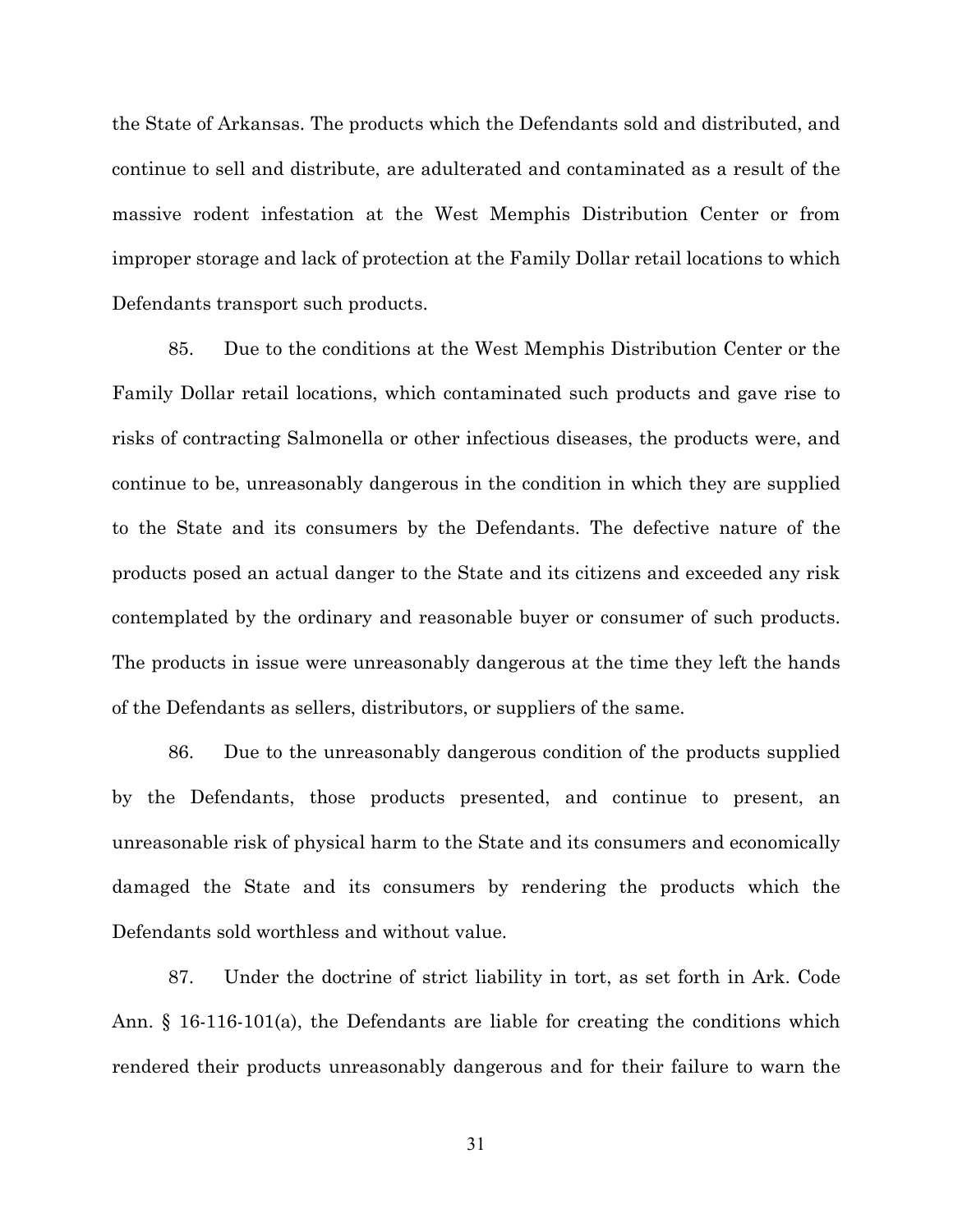the State of Arkansas. The products which the Defendants sold and distributed, and continue to sell and distribute, are adulterated and contaminated as a result of the massive rodent infestation at the West Memphis Distribution Center or from improper storage and lack of protection at the Family Dollar retail locations to which Defendants transport such products.

85. Due to the conditions at the West Memphis Distribution Center or the Family Dollar retail locations, which contaminated such products and gave rise to risks of contracting Salmonella or other infectious diseases, the products were, and continue to be, unreasonably dangerous in the condition in which they are supplied to the State and its consumers by the Defendants. The defective nature of the products posed an actual danger to the State and its citizens and exceeded any risk contemplated by the ordinary and reasonable buyer or consumer of such products. The products in issue were unreasonably dangerous at the time they left the hands of the Defendants as sellers, distributors, or suppliers of the same.

86. Due to the unreasonably dangerous condition of the products supplied by the Defendants, those products presented, and continue to present, an unreasonable risk of physical harm to the State and its consumers and economically damaged the State and its consumers by rendering the products which the Defendants sold worthless and without value.

87. Under the doctrine of strict liability in tort, as set forth in Ark. Code Ann. § 16-116-101(a), the Defendants are liable for creating the conditions which rendered their products unreasonably dangerous and for their failure to warn the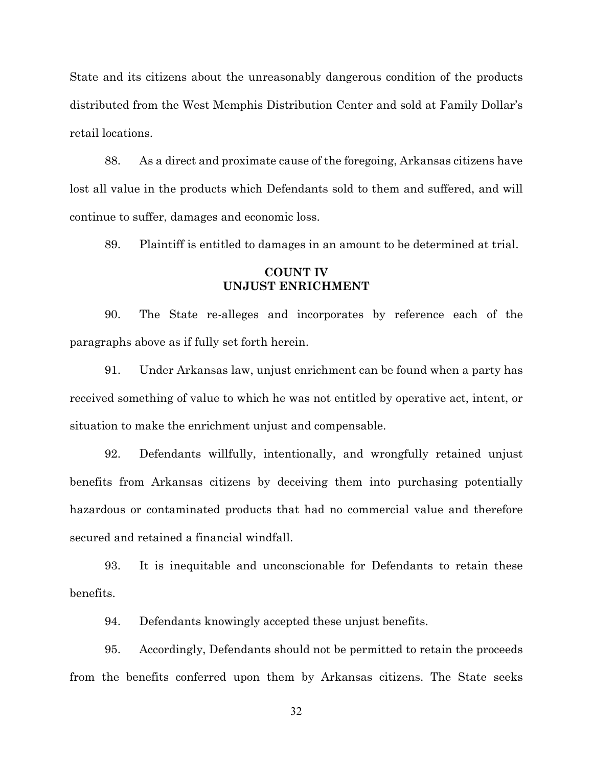State and its citizens about the unreasonably dangerous condition of the products distributed from the West Memphis Distribution Center and sold at Family Dollar's retail locations.

88. As a direct and proximate cause of the foregoing, Arkansas citizens have lost all value in the products which Defendants sold to them and suffered, and will continue to suffer, damages and economic loss.

89. Plaintiff is entitled to damages in an amount to be determined at trial.

## COUNT IV
## UNJUST ENRICHMENT

90. The State re-alleges and incorporates by reference each of the paragraphs above as if fully set forth herein.

91. Under Arkansas law, unjust enrichment can be found when a party has received something of value to which he was not entitled by operative act, intent, or situation to make the enrichment unjust and compensable.

92. Defendants willfully, intentionally, and wrongfully retained unjust benefits from Arkansas citizens by deceiving them into purchasing potentially hazardous or contaminated products that had no commercial value and therefore secured and retained a financial windfall.

93. It is inequitable and unconscionable for Defendants to retain these benefits.

94. Defendants knowingly accepted these unjust benefits.

95. Accordingly, Defendants should not be permitted to retain the proceeds from the benefits conferred upon them by Arkansas citizens. The State seeks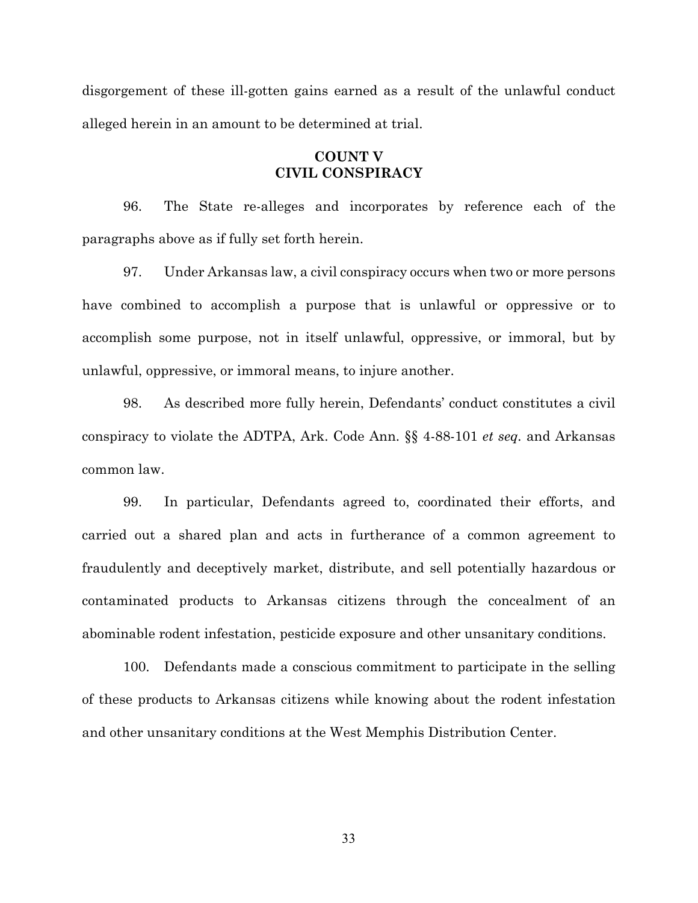disgorgement of these ill-gotten gains earned as a result of the unlawful conduct alleged herein in an amount to be determined at trial.

## COUNT V
## CIVIL CONSPIRACY

96. The State re-alleges and incorporates by reference each of the paragraphs above as if fully set forth herein.

97. Under Arkansas law, a civil conspiracy occurs when two or more persons have combined to accomplish a purpose that is unlawful or oppressive or to accomplish some purpose, not in itself unlawful, oppressive, or immoral, but by unlawful, oppressive, or immoral means, to injure another.

98. As described more fully herein, Defendants' conduct constitutes a civil conspiracy to violate the ADTPA, Ark. Code Ann. §§ 4-88-101 *et seq.* and Arkansas common law.

99. In particular, Defendants agreed to, coordinated their efforts, and carried out a shared plan and acts in furtherance of a common agreement to fraudulently and deceptively market, distribute, and sell potentially hazardous or contaminated products to Arkansas citizens through the concealment of an abominable rodent infestation, pesticide exposure and other unsanitary conditions.

100. Defendants made a conscious commitment to participate in the selling of these products to Arkansas citizens while knowing about the rodent infestation and other unsanitary conditions at the West Memphis Distribution Center.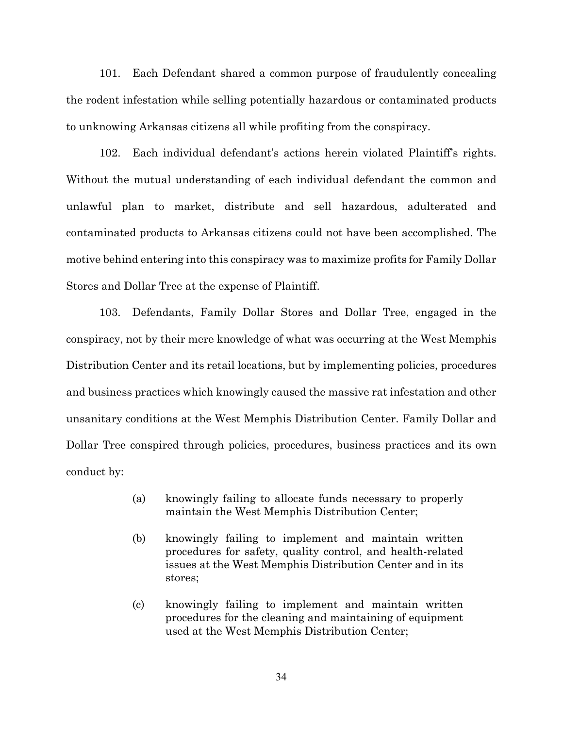101. Each Defendant shared a common purpose of fraudulently concealing the rodent infestation while selling potentially hazardous or contaminated products to unknowing Arkansas citizens all while profiting from the conspiracy.

102. Each individual defendant's actions herein violated Plaintiff's rights. Without the mutual understanding of each individual defendant the common and unlawful plan to market, distribute and sell hazardous, adulterated and contaminated products to Arkansas citizens could not have been accomplished. The motive behind entering into this conspiracy was to maximize profits for Family Dollar Stores and Dollar Tree at the expense of Plaintiff.

103. Defendants, Family Dollar Stores and Dollar Tree, engaged in the conspiracy, not by their mere knowledge of what was occurring at the West Memphis Distribution Center and its retail locations, but by implementing policies, procedures and business practices which knowingly caused the massive rat infestation and other unsanitary conditions at the West Memphis Distribution Center. Family Dollar and Dollar Tree conspired through policies, procedures, business practices and its own conduct by:

> (a) knowingly failing to allocate funds necessary to properly maintain the West Memphis Distribution Center;
>
> (b) knowingly failing to implement and maintain written procedures for safety, quality control, and health-related issues at the West Memphis Distribution Center and in its stores;
>
> (c) knowingly failing to implement and maintain written procedures for the cleaning and maintaining of equipment used at the West Memphis Distribution Center;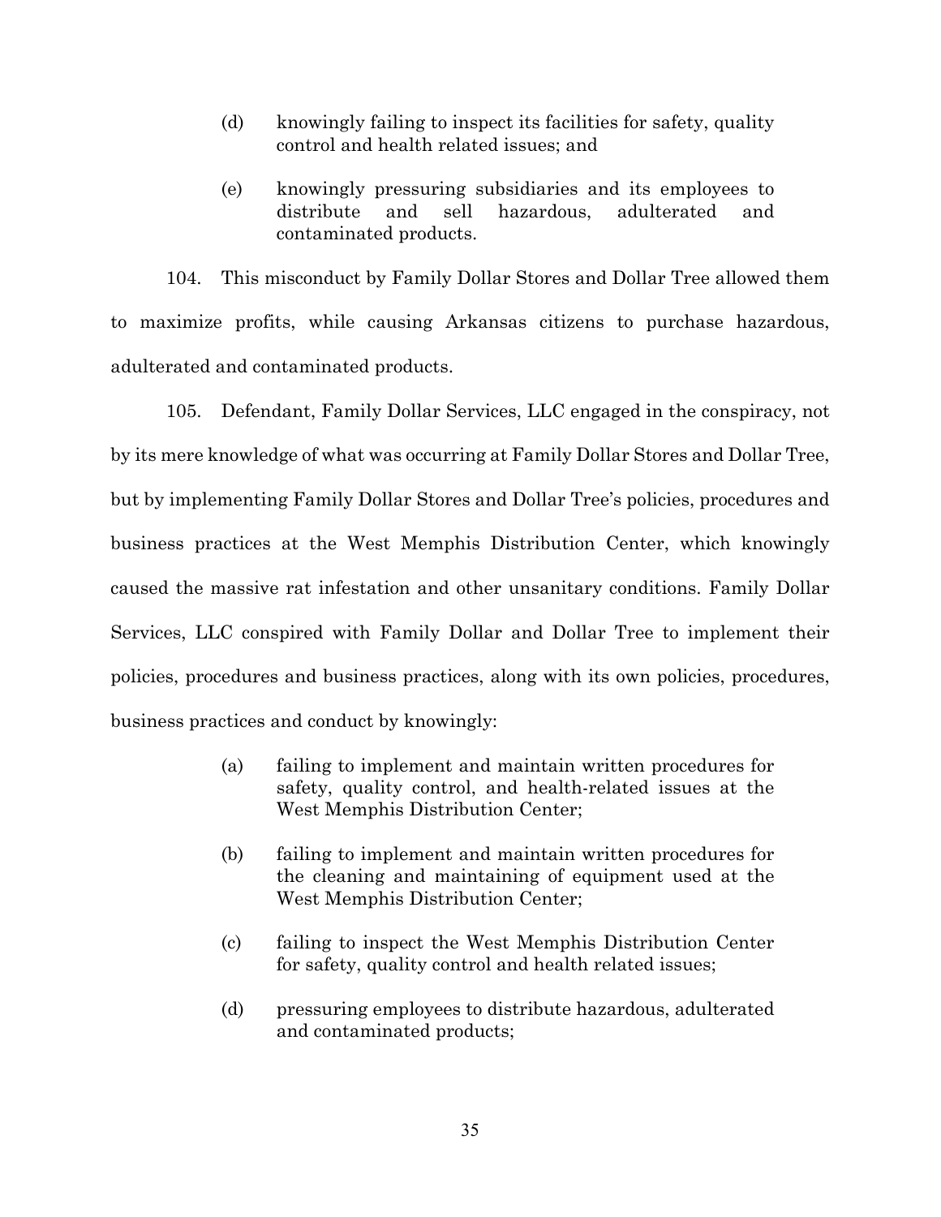(d) knowingly failing to inspect its facilities for safety, quality control and health related issues; and

(e) knowingly pressuring subsidiaries and its employees to distribute and sell hazardous, adulterated and contaminated products.

104. This misconduct by Family Dollar Stores and Dollar Tree allowed them to maximize profits, while causing Arkansas citizens to purchase hazardous, adulterated and contaminated products.

105. Defendant, Family Dollar Services, LLC engaged in the conspiracy, not by its mere knowledge of what was occurring at Family Dollar Stores and Dollar Tree, but by implementing Family Dollar Stores and Dollar Tree's policies, procedures and business practices at the West Memphis Distribution Center, which knowingly caused the massive rat infestation and other unsanitary conditions. Family Dollar Services, LLC conspired with Family Dollar and Dollar Tree to implement their policies, procedures and business practices, along with its own policies, procedures, business practices and conduct by knowingly:

(a) failing to implement and maintain written procedures for safety, quality control, and health-related issues at the West Memphis Distribution Center;

(b) failing to implement and maintain written procedures for the cleaning and maintaining of equipment used at the West Memphis Distribution Center;

(c) failing to inspect the West Memphis Distribution Center for safety, quality control and health related issues;

(d) pressuring employees to distribute hazardous, adulterated and contaminated products;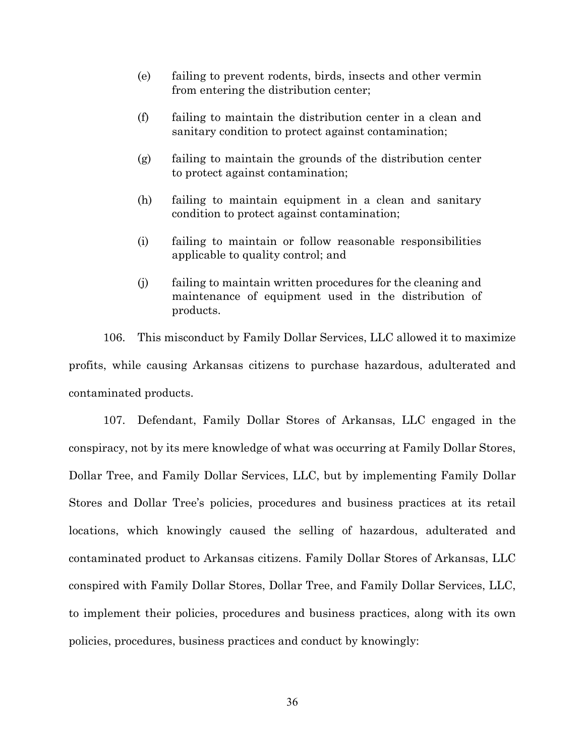(e) failing to prevent rodents, birds, insects and other vermin from entering the distribution center;

(f) failing to maintain the distribution center in a clean and sanitary condition to protect against contamination;

(g) failing to maintain the grounds of the distribution center to protect against contamination;

(h) failing to maintain equipment in a clean and sanitary condition to protect against contamination;

(i) failing to maintain or follow reasonable responsibilities applicable to quality control; and

(j) failing to maintain written procedures for the cleaning and maintenance of equipment used in the distribution of products.

106. This misconduct by Family Dollar Services, LLC allowed it to maximize profits, while causing Arkansas citizens to purchase hazardous, adulterated and contaminated products.

107. Defendant, Family Dollar Stores of Arkansas, LLC engaged in the conspiracy, not by its mere knowledge of what was occurring at Family Dollar Stores, Dollar Tree, and Family Dollar Services, LLC, but by implementing Family Dollar Stores and Dollar Tree's policies, procedures and business practices at its retail locations, which knowingly caused the selling of hazardous, adulterated and contaminated product to Arkansas citizens. Family Dollar Stores of Arkansas, LLC conspired with Family Dollar Stores, Dollar Tree, and Family Dollar Services, LLC, to implement their policies, procedures and business practices, along with its own policies, procedures, business practices and conduct by knowingly: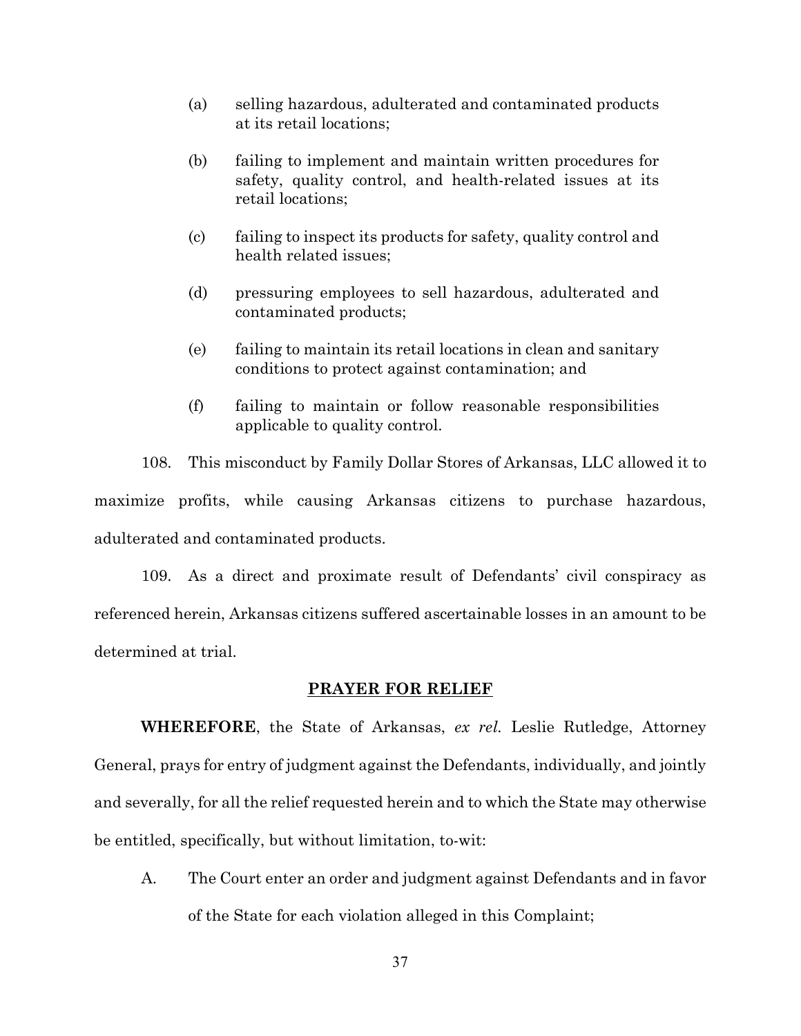(a) selling hazardous, adulterated and contaminated products at its retail locations;

(b) failing to implement and maintain written procedures for safety, quality control, and health-related issues at its retail locations;

(c) failing to inspect its products for safety, quality control and health related issues;

(d) pressuring employees to sell hazardous, adulterated and contaminated products;

(e) failing to maintain its retail locations in clean and sanitary conditions to protect against contamination; and

(f) failing to maintain or follow reasonable responsibilities applicable to quality control.

108. This misconduct by Family Dollar Stores of Arkansas, LLC allowed it to maximize profits, while causing Arkansas citizens to purchase hazardous, adulterated and contaminated products.

109. As a direct and proximate result of Defendants' civil conspiracy as referenced herein, Arkansas citizens suffered ascertainable losses in an amount to be determined at trial.

## PRAYER FOR RELIEF

**WHEREFORE**, the State of Arkansas, *ex rel.* Leslie Rutledge, Attorney General, prays for entry of judgment against the Defendants, individually, and jointly and severally, for all the relief requested herein and to which the State may otherwise be entitled, specifically, but without limitation, to-wit:

A. The Court enter an order and judgment against Defendants and in favor of the State for each violation alleged in this Complaint;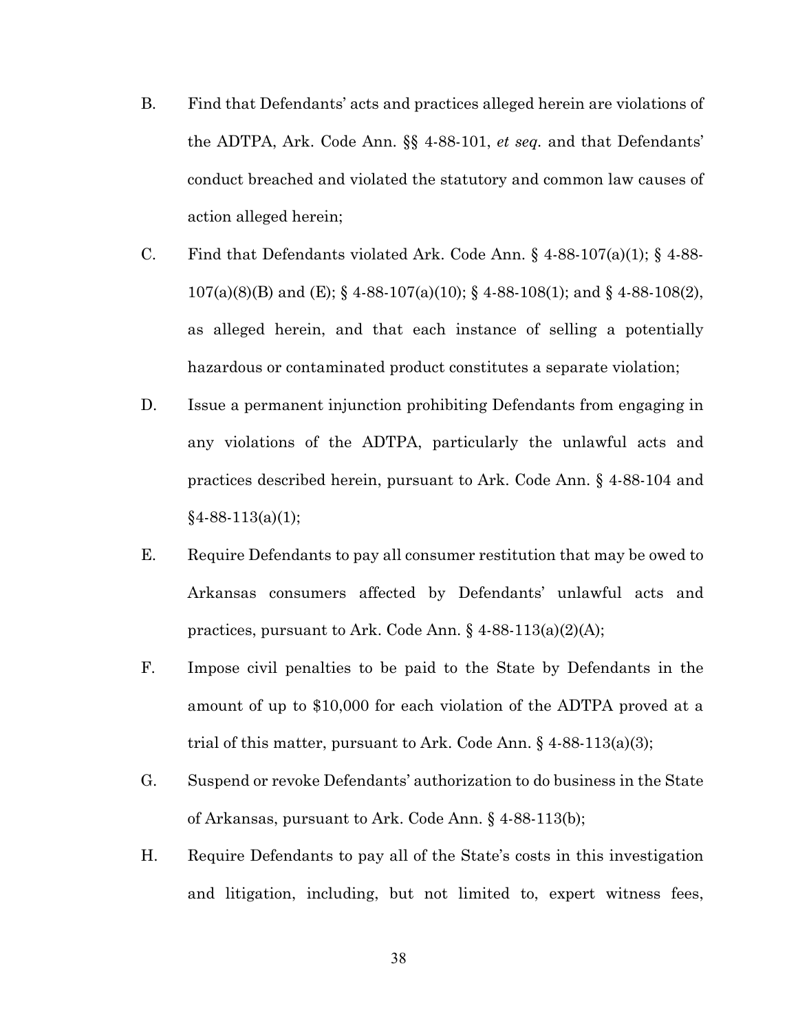B. Find that Defendants' acts and practices alleged herein are violations of the ADTPA, Ark. Code Ann. §§ 4-88-101, *et seq.* and that Defendants' conduct breached and violated the statutory and common law causes of action alleged herein;

C. Find that Defendants violated Ark. Code Ann. § 4-88-107(a)(1); § 4-88-107(a)(8)(B) and (E); § 4-88-107(a)(10); § 4-88-108(1); and § 4-88-108(2), as alleged herein, and that each instance of selling a potentially hazardous or contaminated product constitutes a separate violation;

D. Issue a permanent injunction prohibiting Defendants from engaging in any violations of the ADTPA, particularly the unlawful acts and practices described herein, pursuant to Ark. Code Ann. § 4-88-104 and §4-88-113(a)(1);

E. Require Defendants to pay all consumer restitution that may be owed to Arkansas consumers affected by Defendants' unlawful acts and practices, pursuant to Ark. Code Ann. § 4-88-113(a)(2)(A);

F. Impose civil penalties to be paid to the State by Defendants in the amount of up to $10,000 for each violation of the ADTPA proved at a trial of this matter, pursuant to Ark. Code Ann. § 4-88-113(a)(3);

G. Suspend or revoke Defendants' authorization to do business in the State of Arkansas, pursuant to Ark. Code Ann. § 4-88-113(b);

H. Require Defendants to pay all of the State's costs in this investigation and litigation, including, but not limited to, expert witness fees,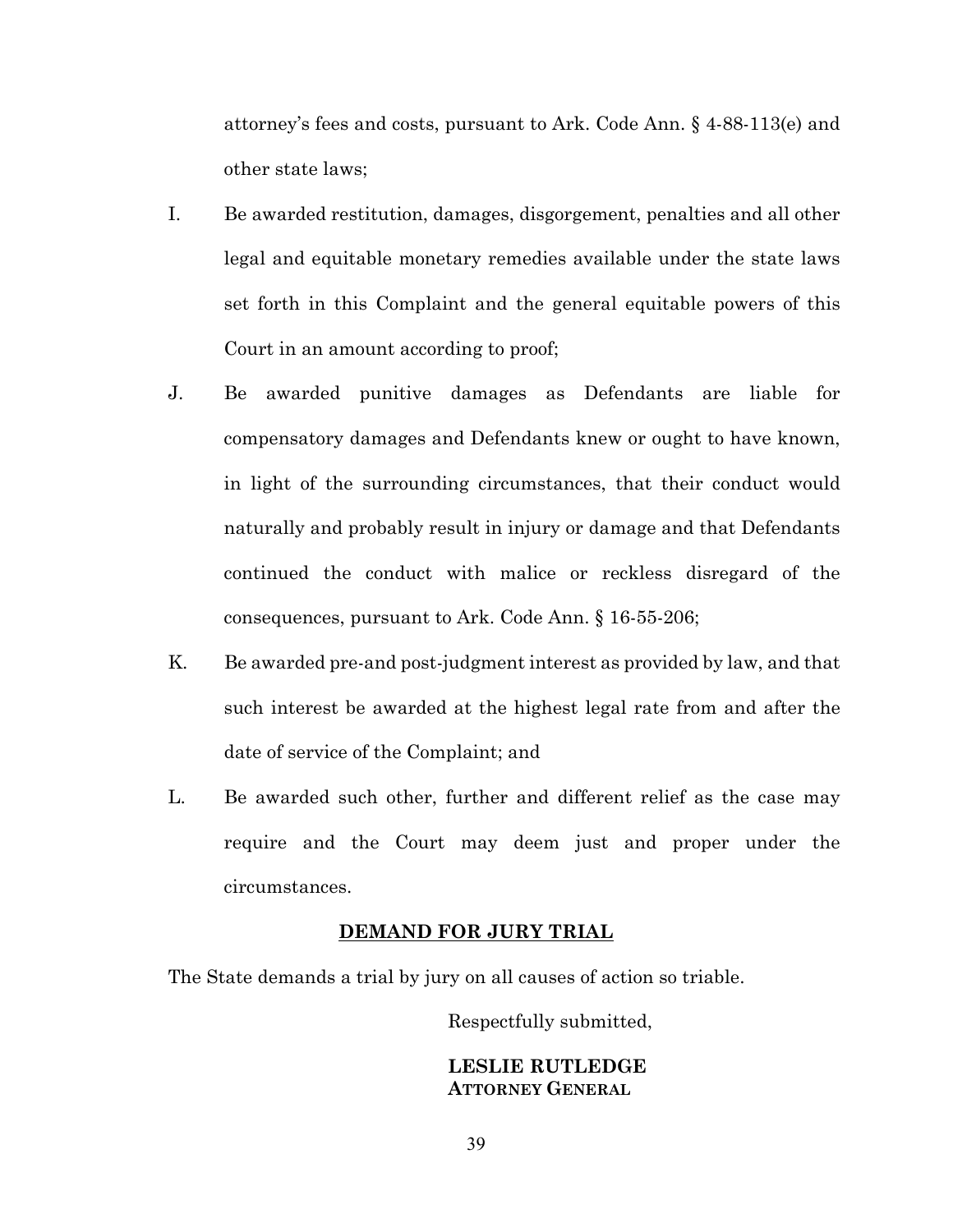attorney's fees and costs, pursuant to Ark. Code Ann. § 4-88-113(e) and other state laws;

I. Be awarded restitution, damages, disgorgement, penalties and all other legal and equitable monetary remedies available under the state laws set forth in this Complaint and the general equitable powers of this Court in an amount according to proof;

J. Be awarded punitive damages as Defendants are liable for compensatory damages and Defendants knew or ought to have known, in light of the surrounding circumstances, that their conduct would naturally and probably result in injury or damage and that Defendants continued the conduct with malice or reckless disregard of the consequences, pursuant to Ark. Code Ann. § 16-55-206;

K. Be awarded pre-and post-judgment interest as provided by law, and that such interest be awarded at the highest legal rate from and after the date of service of the Complaint; and

L. Be awarded such other, further and different relief as the case may require and the Court may deem just and proper under the circumstances.

**DEMAND FOR JURY TRIAL**

The State demands a trial by jury on all causes of action so triable.

Respectfully submitted,

**LESLIE RUTLEDGE**
**ATTORNEY GENERAL**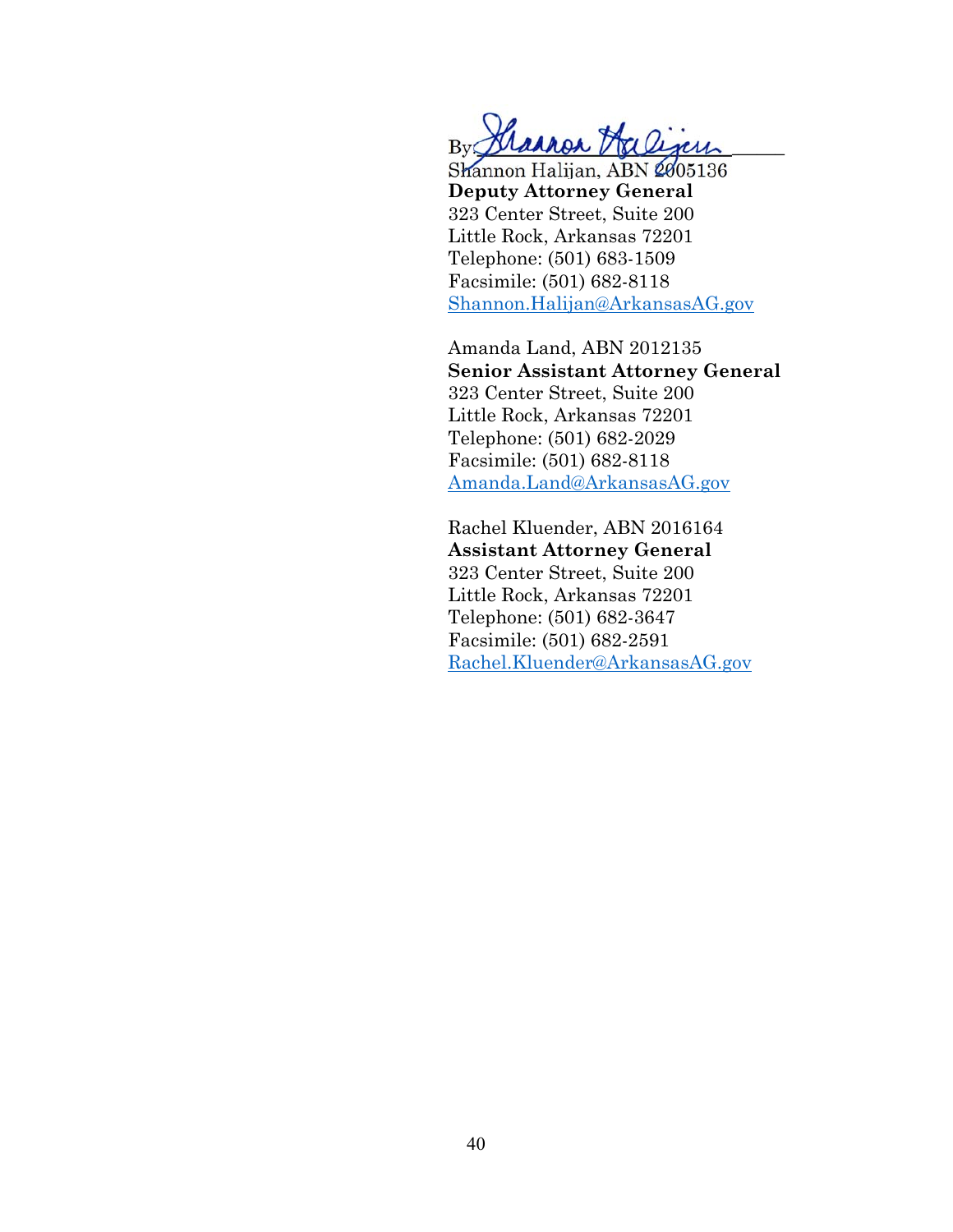By: ______________________

Shannon Halijan, ABN 2005136
**Deputy Attorney General**
323 Center Street, Suite 200
Little Rock, Arkansas 72201
Telephone: (501) 683-1509
Facsimile: (501) 682-8118
Shannon.Halijan@ArkansasAG.gov

Amanda Land, ABN 2012135
**Senior Assistant Attorney General**
323 Center Street, Suite 200
Little Rock, Arkansas 72201
Telephone: (501) 682-2029
Facsimile: (501) 682-8118
Amanda.Land@ArkansasAG.gov

Rachel Kluender, ABN 2016164
**Assistant Attorney General**
323 Center Street, Suite 200
Little Rock, Arkansas 72201
Telephone: (501) 682-3647
Facsimile: (501) 682-2591
Rachel.Kluender@ArkansasAG.gov